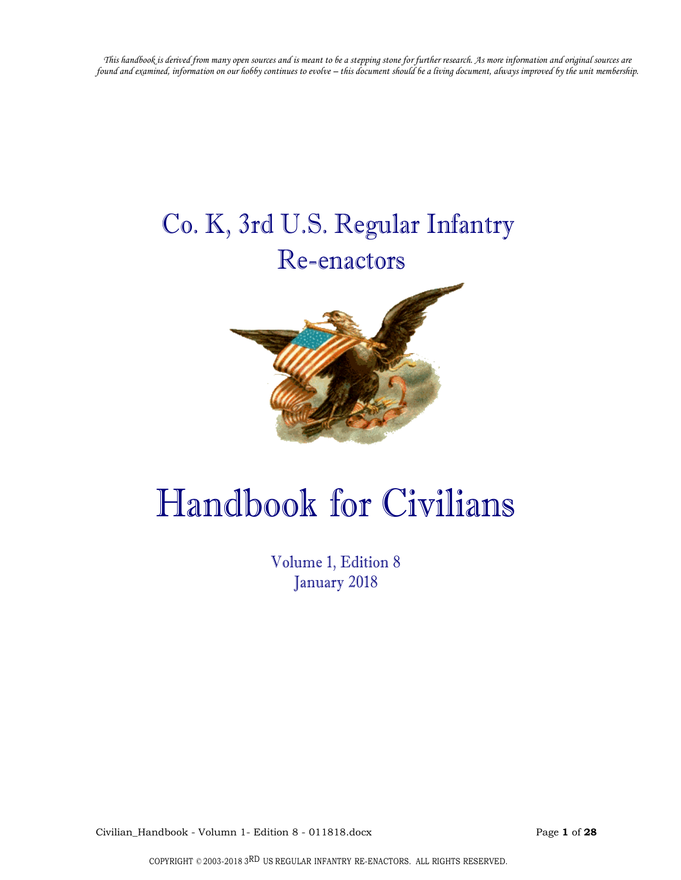*This handbook is derived from many open sources and is meant to be a stepping stone for further research. As more information and original sources are found and examined, information on our hobby continues to evolve – this document should be a living document, always improved by the unit membership.*

# Co. K, 3rd U.S. Regular Infantry Re-enactors

# Handbook for Civilians

Volume 1, Edition 8
January 2018

COPYRIGHT © 2003-2018 3RD US REGULAR INFANTRY RE-ENACTORS. ALL RIGHTS RESERVED.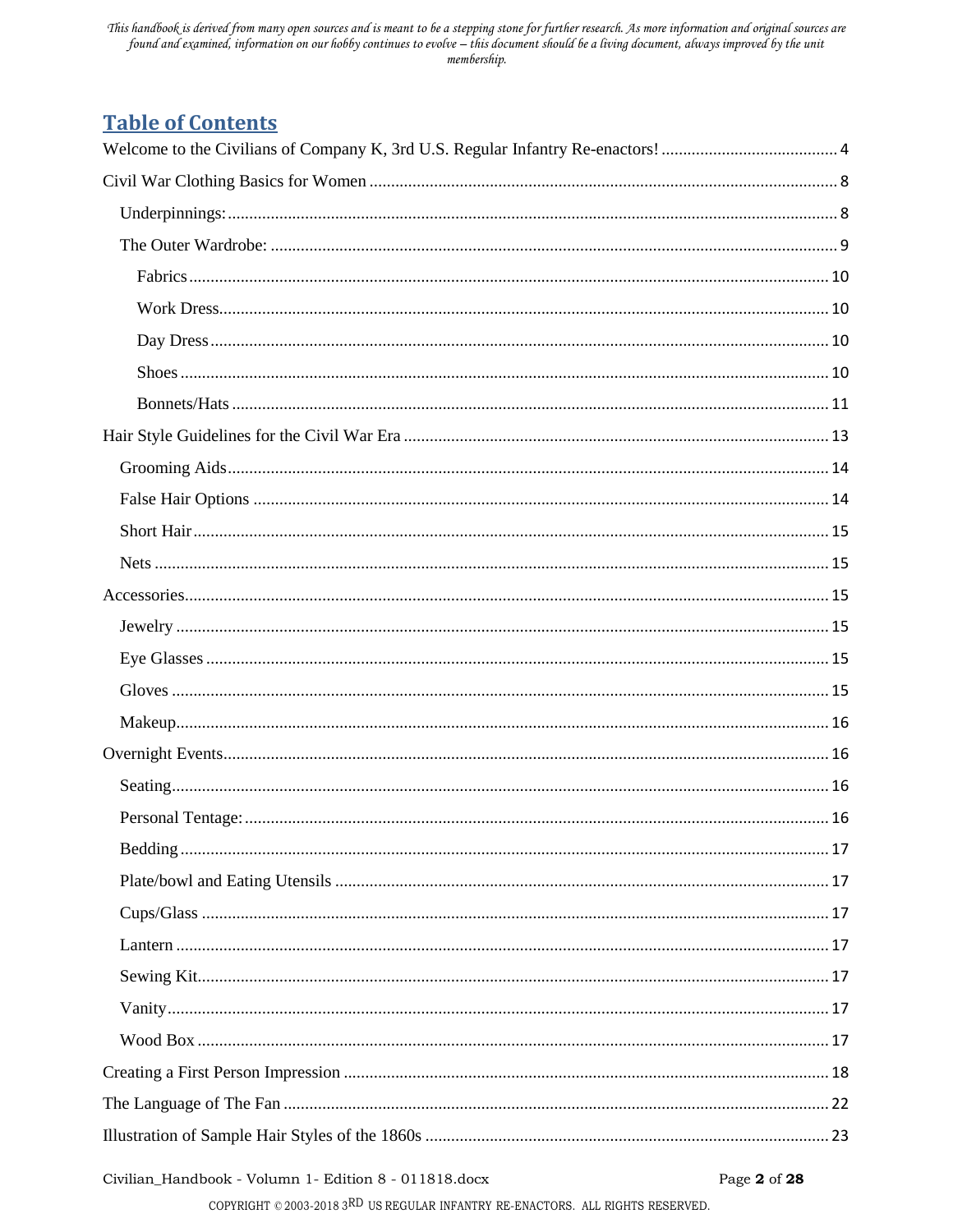# Table of Contents

Welcome to the Civilians of Company K, 3rd U.S. Regular Infantry Re-enactors! ..... 4

Civil War Clothing Basics for Women ..... 8

- Underpinnings: ..... 8
- The Outer Wardrobe: ..... 9
  - Fabrics ..... 10
  - Work Dress ..... 10
  - Day Dress ..... 10
  - Shoes ..... 10
  - Bonnets/Hats ..... 11

Hair Style Guidelines for the Civil War Era ..... 13

- Grooming Aids ..... 14
- False Hair Options ..... 14
- Short Hair ..... 15
- Nets ..... 15

Accessories ..... 15

- Jewelry ..... 15
- Eye Glasses ..... 15
- Gloves ..... 15
- Makeup ..... 16

Overnight Events ..... 16

- Seating ..... 16
- Personal Tentage: ..... 16
- Bedding ..... 17
- Plate/bowl and Eating Utensils ..... 17
- Cups/Glass ..... 17
- Lantern ..... 17
- Sewing Kit ..... 17
- Vanity ..... 17
- Wood Box ..... 17

Creating a First Person Impression ..... 18

The Language of The Fan ..... 22

Illustration of Sample Hair Styles of the 1860s ..... 23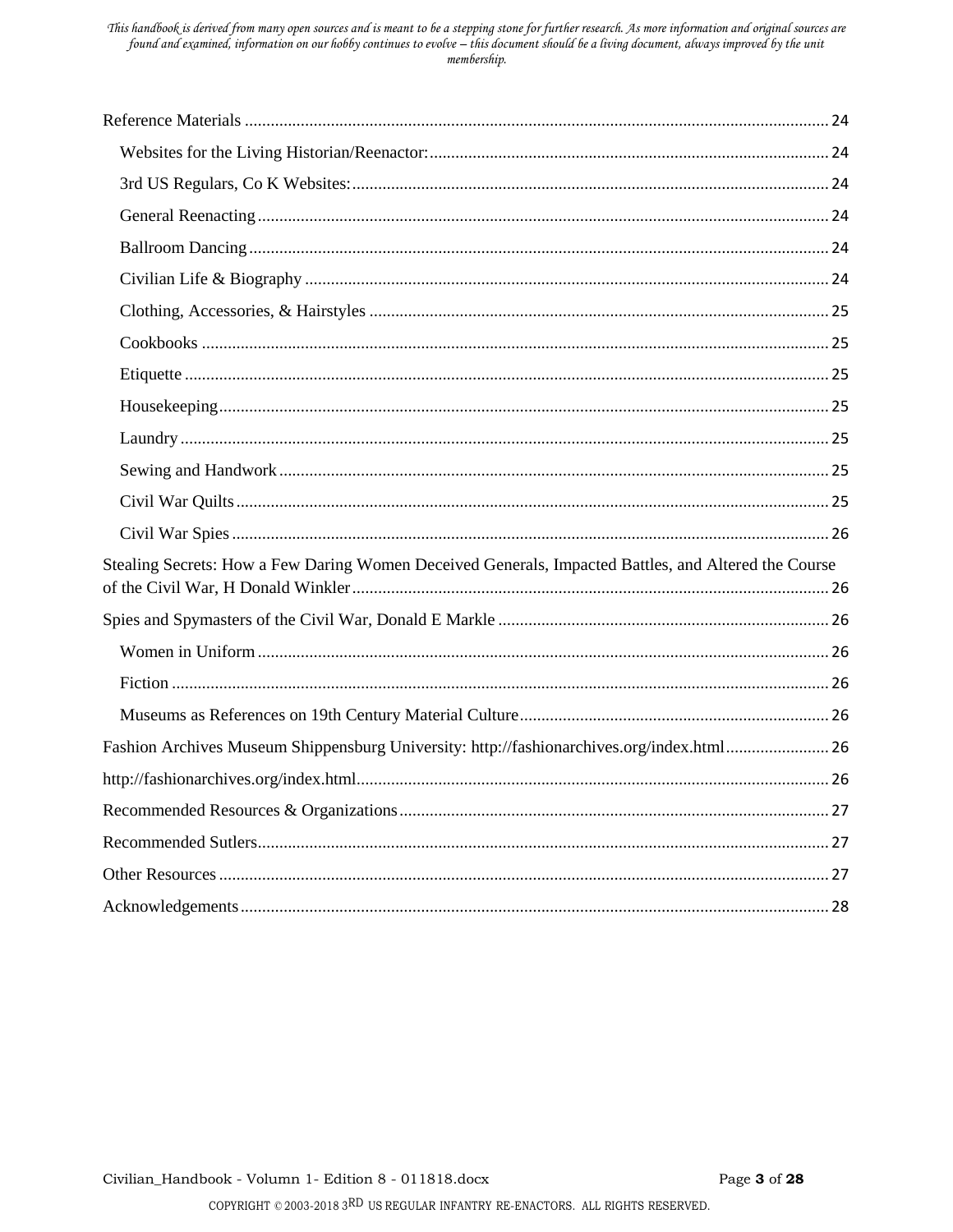Reference Materials ........ 24

- Websites for the Living Historian/Reenactor: ........ 24
- 3rd US Regulars, Co K Websites: ........ 24
- General Reenacting ........ 24
- Ballroom Dancing ........ 24
- Civilian Life & Biography ........ 24
- Clothing, Accessories, & Hairstyles ........ 25
- Cookbooks ........ 25
- Etiquette ........ 25
- Housekeeping ........ 25
- Laundry ........ 25
- Sewing and Handwork ........ 25
- Civil War Quilts ........ 25
- Civil War Spies ........ 26

Stealing Secrets: How a Few Daring Women Deceived Generals, Impacted Battles, and Altered the Course of the Civil War, H Donald Winkler ........ 26

Spies and Spymasters of the Civil War, Donald E Markle ........ 26

- Women in Uniform ........ 26
- Fiction ........ 26
- Museums as References on 19th Century Material Culture ........ 26

Fashion Archives Museum Shippensburg University: http://fashionarchives.org/index.html ........ 26

http://fashionarchives.org/index.html ........ 26

Recommended Resources & Organizations ........ 27

Recommended Sutlers ........ 27

Other Resources ........ 27

Acknowledgements ........ 28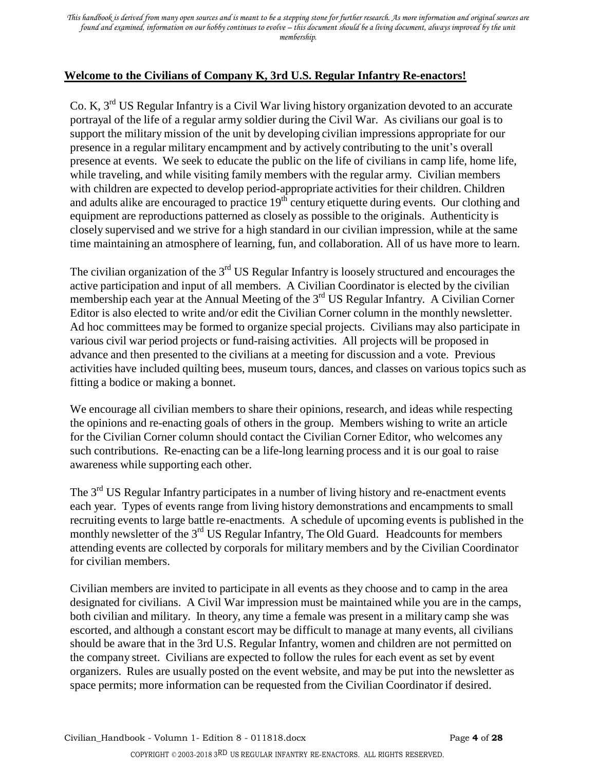## **Welcome to the Civilians of Company K, 3rd U.S. Regular Infantry Re-enactors!**

Co. K, 3rd US Regular Infantry is a Civil War living history organization devoted to an accurate portrayal of the life of a regular army soldier during the Civil War. As civilians our goal is to support the military mission of the unit by developing civilian impressions appropriate for our presence in a regular military encampment and by actively contributing to the unit's overall presence at events. We seek to educate the public on the life of civilians in camp life, home life, while traveling, and while visiting family members with the regular army. Civilian members with children are expected to develop period-appropriate activities for their children. Children and adults alike are encouraged to practice 19th century etiquette during events. Our clothing and equipment are reproductions patterned as closely as possible to the originals. Authenticity is closely supervised and we strive for a high standard in our civilian impression, while at the same time maintaining an atmosphere of learning, fun, and collaboration. All of us have more to learn.

The civilian organization of the 3rd US Regular Infantry is loosely structured and encourages the active participation and input of all members. A Civilian Coordinator is elected by the civilian membership each year at the Annual Meeting of the 3rd US Regular Infantry. A Civilian Corner Editor is also elected to write and/or edit the Civilian Corner column in the monthly newsletter. Ad hoc committees may be formed to organize special projects. Civilians may also participate in various civil war period projects or fund-raising activities. All projects will be proposed in advance and then presented to the civilians at a meeting for discussion and a vote. Previous activities have included quilting bees, museum tours, dances, and classes on various topics such as fitting a bodice or making a bonnet.

We encourage all civilian members to share their opinions, research, and ideas while respecting the opinions and re-enacting goals of others in the group. Members wishing to write an article for the Civilian Corner column should contact the Civilian Corner Editor, who welcomes any such contributions. Re-enacting can be a life-long learning process and it is our goal to raise awareness while supporting each other.

The 3rd US Regular Infantry participates in a number of living history and re-enactment events each year. Types of events range from living history demonstrations and encampments to small recruiting events to large battle re-enactments. A schedule of upcoming events is published in the monthly newsletter of the 3rd US Regular Infantry, The Old Guard. Headcounts for members attending events are collected by corporals for military members and by the Civilian Coordinator for civilian members.

Civilian members are invited to participate in all events as they choose and to camp in the area designated for civilians. A Civil War impression must be maintained while you are in the camps, both civilian and military. In theory, any time a female was present in a military camp she was escorted, and although a constant escort may be difficult to manage at many events, all civilians should be aware that in the 3rd U.S. Regular Infantry, women and children are not permitted on the company street. Civilians are expected to follow the rules for each event as set by event organizers. Rules are usually posted on the event website, and may be put into the newsletter as space permits; more information can be requested from the Civilian Coordinator if desired.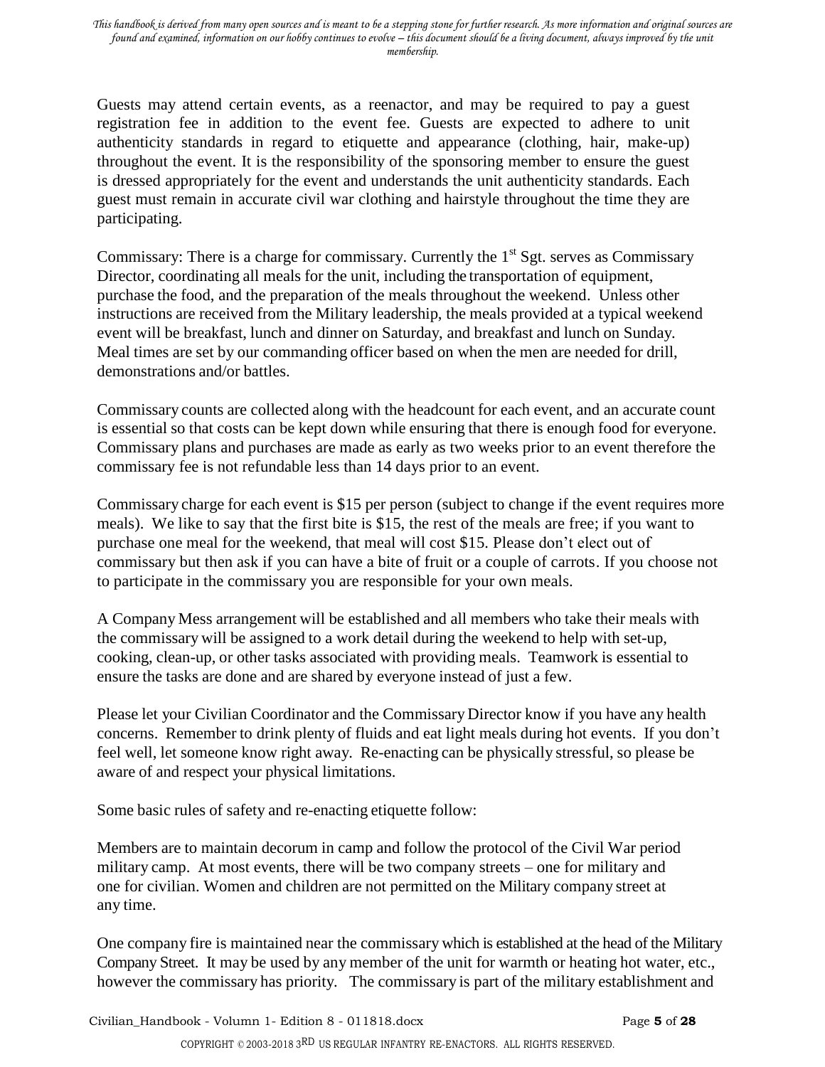Guests may attend certain events, as a reenactor, and may be required to pay a guest registration fee in addition to the event fee. Guests are expected to adhere to unit authenticity standards in regard to etiquette and appearance (clothing, hair, make-up) throughout the event. It is the responsibility of the sponsoring member to ensure the guest is dressed appropriately for the event and understands the unit authenticity standards. Each guest must remain in accurate civil war clothing and hairstyle throughout the time they are participating.

Commissary: There is a charge for commissary. Currently the 1st Sgt. serves as Commissary Director, coordinating all meals for the unit, including the transportation of equipment, purchase the food, and the preparation of the meals throughout the weekend. Unless other instructions are received from the Military leadership, the meals provided at a typical weekend event will be breakfast, lunch and dinner on Saturday, and breakfast and lunch on Sunday. Meal times are set by our commanding officer based on when the men are needed for drill, demonstrations and/or battles.

Commissary counts are collected along with the headcount for each event, and an accurate count is essential so that costs can be kept down while ensuring that there is enough food for everyone. Commissary plans and purchases are made as early as two weeks prior to an event therefore the commissary fee is not refundable less than 14 days prior to an event.

Commissary charge for each event is $15 per person (subject to change if the event requires more meals). We like to say that the first bite is $15, the rest of the meals are free; if you want to purchase one meal for the weekend, that meal will cost $15. Please don't elect out of commissary but then ask if you can have a bite of fruit or a couple of carrots. If you choose not to participate in the commissary you are responsible for your own meals.

A Company Mess arrangement will be established and all members who take their meals with the commissary will be assigned to a work detail during the weekend to help with set-up, cooking, clean-up, or other tasks associated with providing meals. Teamwork is essential to ensure the tasks are done and are shared by everyone instead of just a few.

Please let your Civilian Coordinator and the Commissary Director know if you have any health concerns. Remember to drink plenty of fluids and eat light meals during hot events. If you don't feel well, let someone know right away. Re-enacting can be physically stressful, so please be aware of and respect your physical limitations.

Some basic rules of safety and re-enacting etiquette follow:

Members are to maintain decorum in camp and follow the protocol of the Civil War period military camp. At most events, there will be two company streets – one for military and one for civilian. Women and children are not permitted on the Military company street at any time.

One company fire is maintained near the commissary which is established at the head of the Military Company Street. It may be used by any member of the unit for warmth or heating hot water, etc., however the commissary has priority. The commissary is part of the military establishment and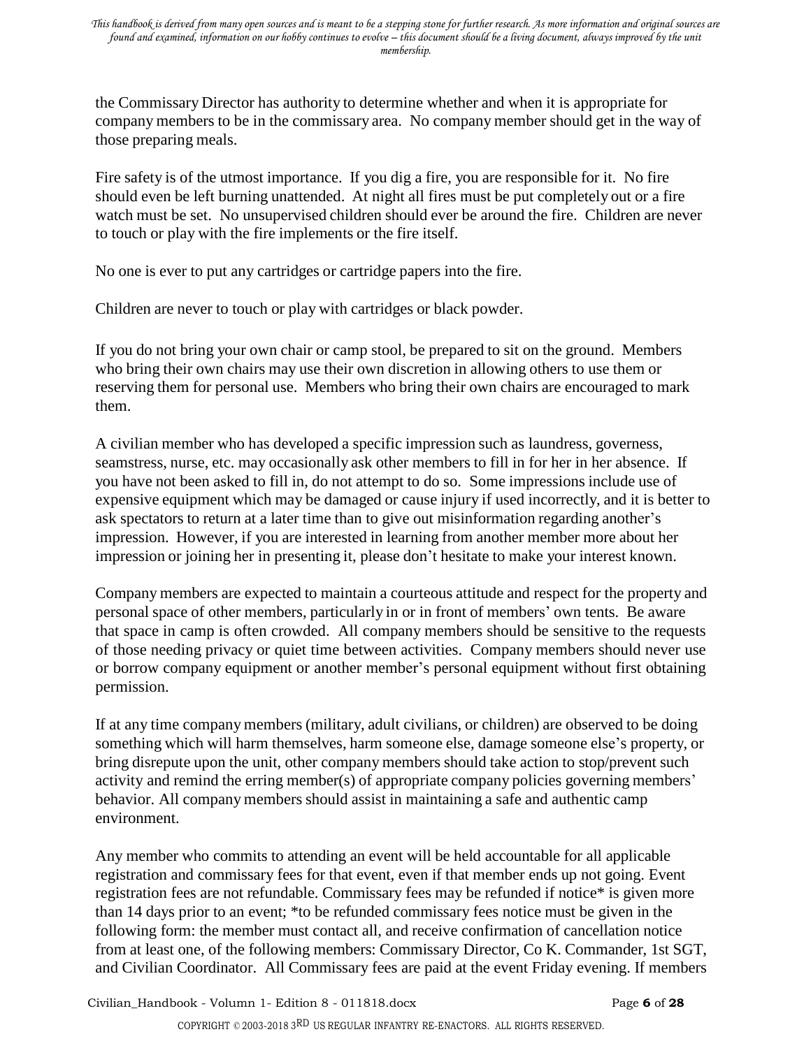the Commissary Director has authority to determine whether and when it is appropriate for company members to be in the commissary area. No company member should get in the way of those preparing meals.

Fire safety is of the utmost importance. If you dig a fire, you are responsible for it. No fire should even be left burning unattended. At night all fires must be put completely out or a fire watch must be set. No unsupervised children should ever be around the fire. Children are never to touch or play with the fire implements or the fire itself.

No one is ever to put any cartridges or cartridge papers into the fire.

Children are never to touch or play with cartridges or black powder.

If you do not bring your own chair or camp stool, be prepared to sit on the ground. Members who bring their own chairs may use their own discretion in allowing others to use them or reserving them for personal use. Members who bring their own chairs are encouraged to mark them.

A civilian member who has developed a specific impression such as laundress, governess, seamstress, nurse, etc. may occasionally ask other members to fill in for her in her absence. If you have not been asked to fill in, do not attempt to do so. Some impressions include use of expensive equipment which may be damaged or cause injury if used incorrectly, and it is better to ask spectators to return at a later time than to give out misinformation regarding another's impression. However, if you are interested in learning from another member more about her impression or joining her in presenting it, please don't hesitate to make your interest known.

Company members are expected to maintain a courteous attitude and respect for the property and personal space of other members, particularly in or in front of members' own tents. Be aware that space in camp is often crowded. All company members should be sensitive to the requests of those needing privacy or quiet time between activities. Company members should never use or borrow company equipment or another member's personal equipment without first obtaining permission.

If at any time company members (military, adult civilians, or children) are observed to be doing something which will harm themselves, harm someone else, damage someone else's property, or bring disrepute upon the unit, other company members should take action to stop/prevent such activity and remind the erring member(s) of appropriate company policies governing members' behavior. All company members should assist in maintaining a safe and authentic camp environment.

Any member who commits to attending an event will be held accountable for all applicable registration and commissary fees for that event, even if that member ends up not going. Event registration fees are not refundable. Commissary fees may be refunded if notice* is given more than 14 days prior to an event; *to be refunded commissary fees notice must be given in the following form: the member must contact all, and receive confirmation of cancellation notice from at least one, of the following members: Commissary Director, Co K. Commander, 1st SGT, and Civilian Coordinator. All Commissary fees are paid at the event Friday evening. If members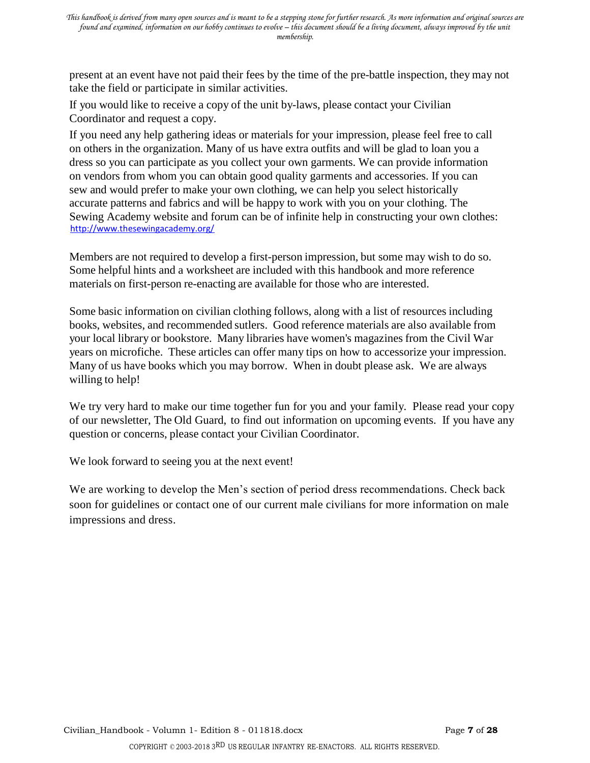present at an event have not paid their fees by the time of the pre-battle inspection, they may not take the field or participate in similar activities.

If you would like to receive a copy of the unit by-laws, please contact your Civilian Coordinator and request a copy.

If you need any help gathering ideas or materials for your impression, please feel free to call on others in the organization. Many of us have extra outfits and will be glad to loan you a dress so you can participate as you collect your own garments. We can provide information on vendors from whom you can obtain good quality garments and accessories. If you can sew and would prefer to make your own clothing, we can help you select historically accurate patterns and fabrics and will be happy to work with you on your clothing. The Sewing Academy website and forum can be of infinite help in constructing your own clothes: http://www.thesewingacademy.org/

Members are not required to develop a first-person impression, but some may wish to do so. Some helpful hints and a worksheet are included with this handbook and more reference materials on first-person re-enacting are available for those who are interested.

Some basic information on civilian clothing follows, along with a list of resources including books, websites, and recommended sutlers. Good reference materials are also available from your local library or bookstore. Many libraries have women's magazines from the Civil War years on microfiche. These articles can offer many tips on how to accessorize your impression. Many of us have books which you may borrow. When in doubt please ask. We are always willing to help!

We try very hard to make our time together fun for you and your family. Please read your copy of our newsletter, The Old Guard, to find out information on upcoming events. If you have any question or concerns, please contact your Civilian Coordinator.

We look forward to seeing you at the next event!

We are working to develop the Men's section of period dress recommendations. Check back soon for guidelines or contact one of our current male civilians for more information on male impressions and dress.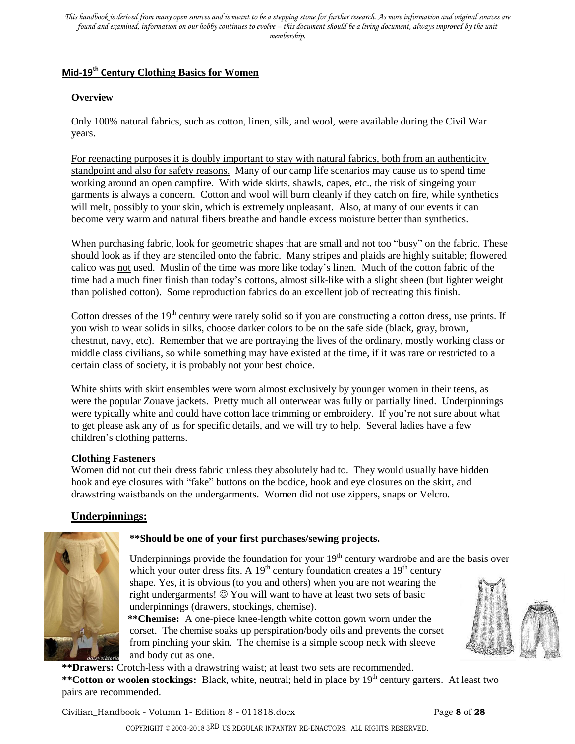*This handbook is derived from many open sources and is meant to be a stepping stone for further research. As more information and original sources are found and examined, information on our hobby continues to evolve – this document should be a living document, always improved by the unit membership.*

## Mid-19th Century Clothing Basics for Women

### Overview

Only 100% natural fabrics, such as cotton, linen, silk, and wool, were available during the Civil War years.

For reenacting purposes it is doubly important to stay with natural fabrics, both from an authenticity standpoint and also for safety reasons. Many of our camp life scenarios may cause us to spend time working around an open campfire. With wide skirts, shawls, capes, etc., the risk of singeing your garments is always a concern. Cotton and wool will burn cleanly if they catch on fire, while synthetics will melt, possibly to your skin, which is extremely unpleasant. Also, at many of our events it can become very warm and natural fibers breathe and handle excess moisture better than synthetics.

When purchasing fabric, look for geometric shapes that are small and not too "busy" on the fabric. These should look as if they are stenciled onto the fabric. Many stripes and plaids are highly suitable; flowered calico was not used. Muslin of the time was more like today's linen. Much of the cotton fabric of the time had a much finer finish than today's cottons, almost silk-like with a slight sheen (but lighter weight than polished cotton). Some reproduction fabrics do an excellent job of recreating this finish.

Cotton dresses of the 19th century were rarely solid so if you are constructing a cotton dress, use prints. If you wish to wear solids in silks, choose darker colors to be on the safe side (black, gray, brown, chestnut, navy, etc). Remember that we are portraying the lives of the ordinary, mostly working class or middle class civilians, so while something may have existed at the time, if it was rare or restricted to a certain class of society, it is probably not your best choice.

White shirts with skirt ensembles were worn almost exclusively by younger women in their teens, as were the popular Zouave jackets. Pretty much all outerwear was fully or partially lined. Underpinnings were typically white and could have cotton lace trimming or embroidery. If you're not sure about what to get please ask any of us for specific details, and we will try to help. Several ladies have a few children's clothing patterns.

### Clothing Fasteners

Women did not cut their dress fabric unless they absolutely had to. They would usually have hidden hook and eye closures with "fake" buttons on the bodice, hook and eye closures on the skirt, and drawstring waistbands on the undergarments. Women did not use zippers, snaps or Velcro.

## Underpinnings:

**\*\*Should be one of your first purchases/sewing projects.**

Underpinnings provide the foundation for your 19th century wardrobe and are the basis over which your outer dress fits. A 19th century foundation creates a 19th century shape. Yes, it is obvious (to you and others) when you are not wearing the right undergarments! ☺ You will want to have at least two sets of basic underpinnings (drawers, stockings, chemise).

**\*\*Chemise:** A one-piece knee-length white cotton gown worn under the corset. The chemise soaks up perspiration/body oils and prevents the corset from pinching your skin. The chemise is a simple scoop neck with sleeve and body cut as one.

**\*\*Drawers:** Crotch-less with a drawstring waist; at least two sets are recommended.

**\*\*Cotton or woolen stockings:** Black, white, neutral; held in place by 19th century garters. At least two pairs are recommended.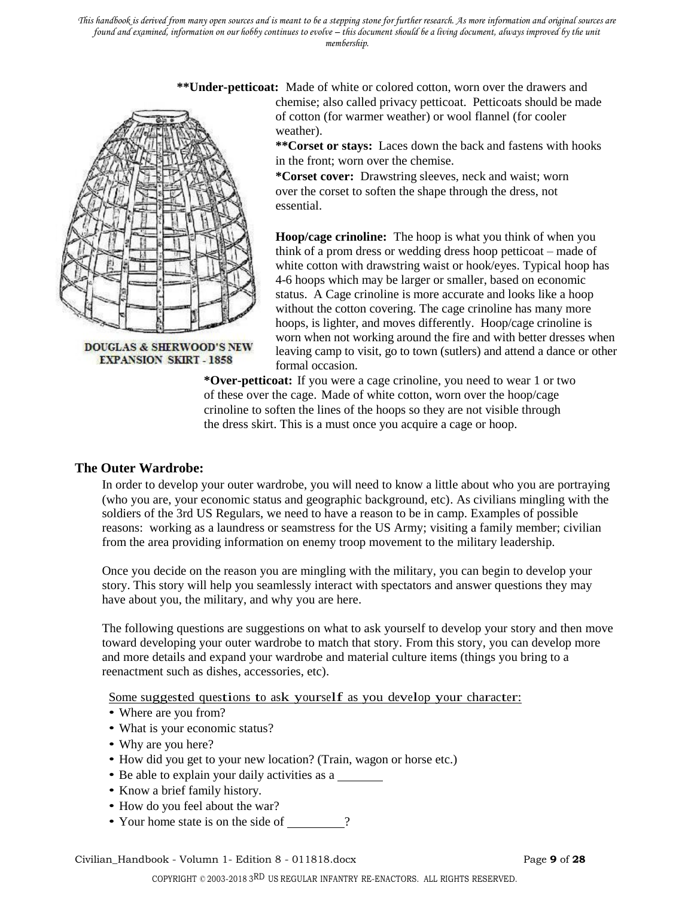**\*\*Under-petticoat:** Made of white or colored cotton, worn over the drawers and chemise; also called privacy petticoat. Petticoats should be made of cotton (for warmer weather) or wool flannel (for cooler weather).

**\*\*Corset or stays:** Laces down the back and fastens with hooks in the front; worn over the chemise.

**\*Corset cover:** Drawstring sleeves, neck and waist; worn over the corset to soften the shape through the dress, not essential.

DOUGLAS & SHERWOOD'S NEW EXPANSION SKIRT - 1858

**Hoop/cage crinoline:** The hoop is what you think of when you think of a prom dress or wedding dress hoop petticoat – made of white cotton with drawstring waist or hook/eyes. Typical hoop has 4-6 hoops which may be larger or smaller, based on economic status. A Cage crinoline is more accurate and looks like a hoop without the cotton covering. The cage crinoline has many more hoops, is lighter, and moves differently. Hoop/cage crinoline is worn when not working around the fire and with better dresses when leaving camp to visit, go to town (sutlers) and attend a dance or other formal occasion.

**\*Over-petticoat:** If you were a cage crinoline, you need to wear 1 or two of these over the cage. Made of white cotton, worn over the hoop/cage crinoline to soften the lines of the hoops so they are not visible through the dress skirt. This is a must once you acquire a cage or hoop.

## The Outer Wardrobe:

In order to develop your outer wardrobe, you will need to know a little about who you are portraying (who you are, your economic status and geographic background, etc). As civilians mingling with the soldiers of the 3rd US Regulars, we need to have a reason to be in camp. Examples of possible reasons: working as a laundress or seamstress for the US Army; visiting a family member; civilian from the area providing information on enemy troop movement to the military leadership.

Once you decide on the reason you are mingling with the military, you can begin to develop your story. This story will help you seamlessly interact with spectators and answer questions they may have about you, the military, and why you are here.

The following questions are suggestions on what to ask yourself to develop your story and then move toward developing your outer wardrobe to match that story. From this story, you can develop more and more details and expand your wardrobe and material culture items (things you bring to a reenactment such as dishes, accessories, etc).

<u>Some suggested questions to ask yourself as you develop your character:</u>

- Where are you from?
- What is your economic status?
- Why are you here?
- How did you get to your new location? (Train, wagon or horse etc.)
- Be able to explain your daily activities as a _______
- Know a brief family history.
- How do you feel about the war?
- Your home state is on the side of _________?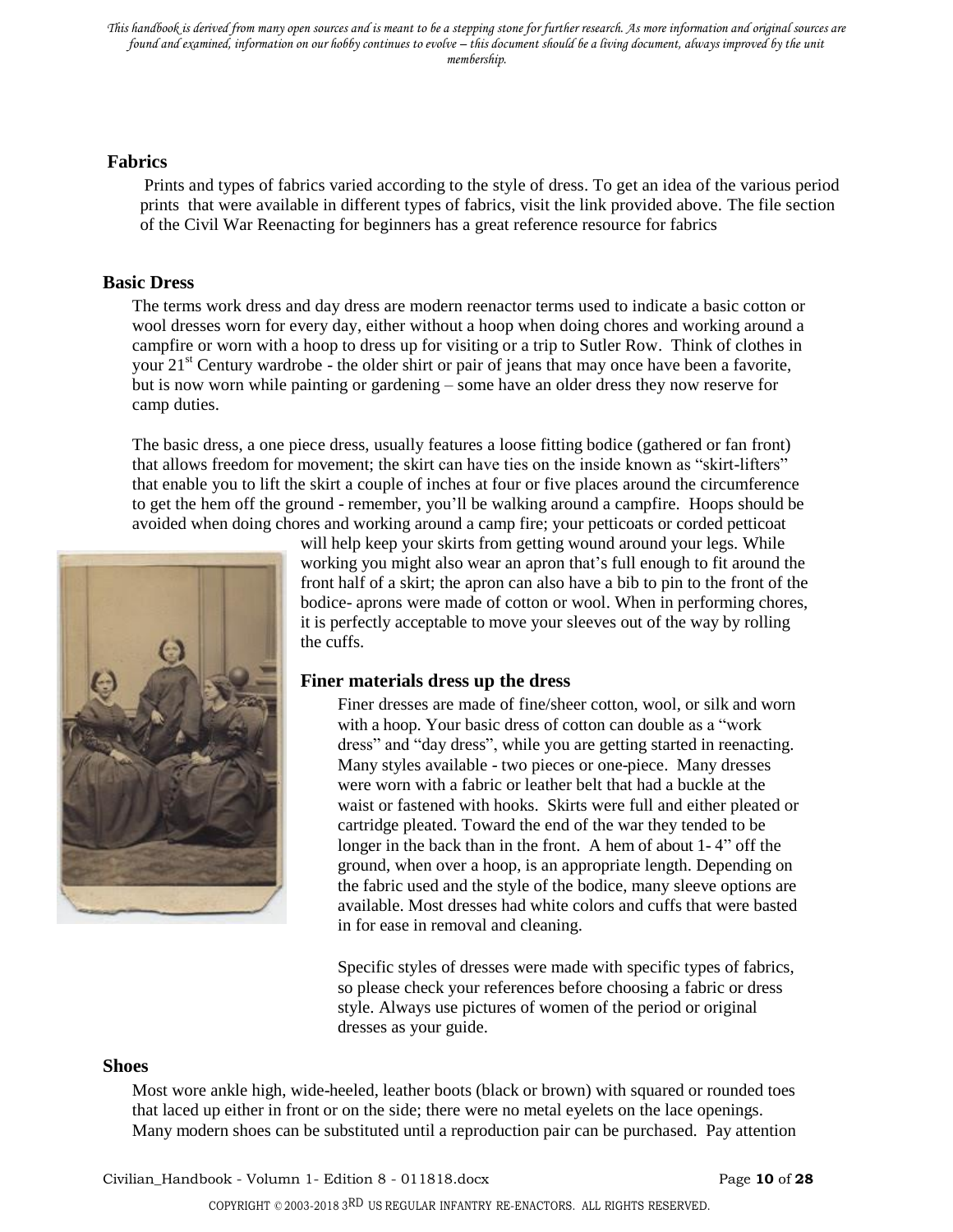*This handbook is derived from many open sources and is meant to be a stepping stone for further research. As more information and original sources are found and examined, information on our hobby continues to evolve – this document should be a living document, always improved by the unit membership.*

## Fabrics

Prints and types of fabrics varied according to the style of dress. To get an idea of the various period prints that were available in different types of fabrics, visit the link provided above. The file section of the Civil War Reenacting for beginners has a great reference resource for fabrics

## Basic Dress

The terms work dress and day dress are modern reenactor terms used to indicate a basic cotton or wool dresses worn for every day, either without a hoop when doing chores and working around a campfire or worn with a hoop to dress up for visiting or a trip to Sutler Row. Think of clothes in your 21st Century wardrobe - the older shirt or pair of jeans that may once have been a favorite, but is now worn while painting or gardening – some have an older dress they now reserve for camp duties.

The basic dress, a one piece dress, usually features a loose fitting bodice (gathered or fan front) that allows freedom for movement; the skirt can have ties on the inside known as "skirt-lifters" that enable you to lift the skirt a couple of inches at four or five places around the circumference to get the hem off the ground - remember, you'll be walking around a campfire. Hoops should be avoided when doing chores and working around a camp fire; your petticoats or corded petticoat will help keep your skirts from getting wound around your legs. While working you might also wear an apron that's full enough to fit around the front half of a skirt; the apron can also have a bib to pin to the front of the bodice- aprons were made of cotton or wool. When in performing chores, it is perfectly acceptable to move your sleeves out of the way by rolling the cuffs.

### Finer materials dress up the dress

Finer dresses are made of fine/sheer cotton, wool, or silk and worn with a hoop. Your basic dress of cotton can double as a "work dress" and "day dress", while you are getting started in reenacting. Many styles available - two pieces or one-piece. Many dresses were worn with a fabric or leather belt that had a buckle at the waist or fastened with hooks. Skirts were full and either pleated or cartridge pleated. Toward the end of the war they tended to be longer in the back than in the front. A hem of about 1- 4" off the ground, when over a hoop, is an appropriate length. Depending on the fabric used and the style of the bodice, many sleeve options are available. Most dresses had white colors and cuffs that were basted in for ease in removal and cleaning.

Specific styles of dresses were made with specific types of fabrics, so please check your references before choosing a fabric or dress style. Always use pictures of women of the period or original dresses as your guide.

## Shoes

Most wore ankle high, wide-heeled, leather boots (black or brown) with squared or rounded toes that laced up either in front or on the side; there were no metal eyelets on the lace openings. Many modern shoes can be substituted until a reproduction pair can be purchased. Pay attention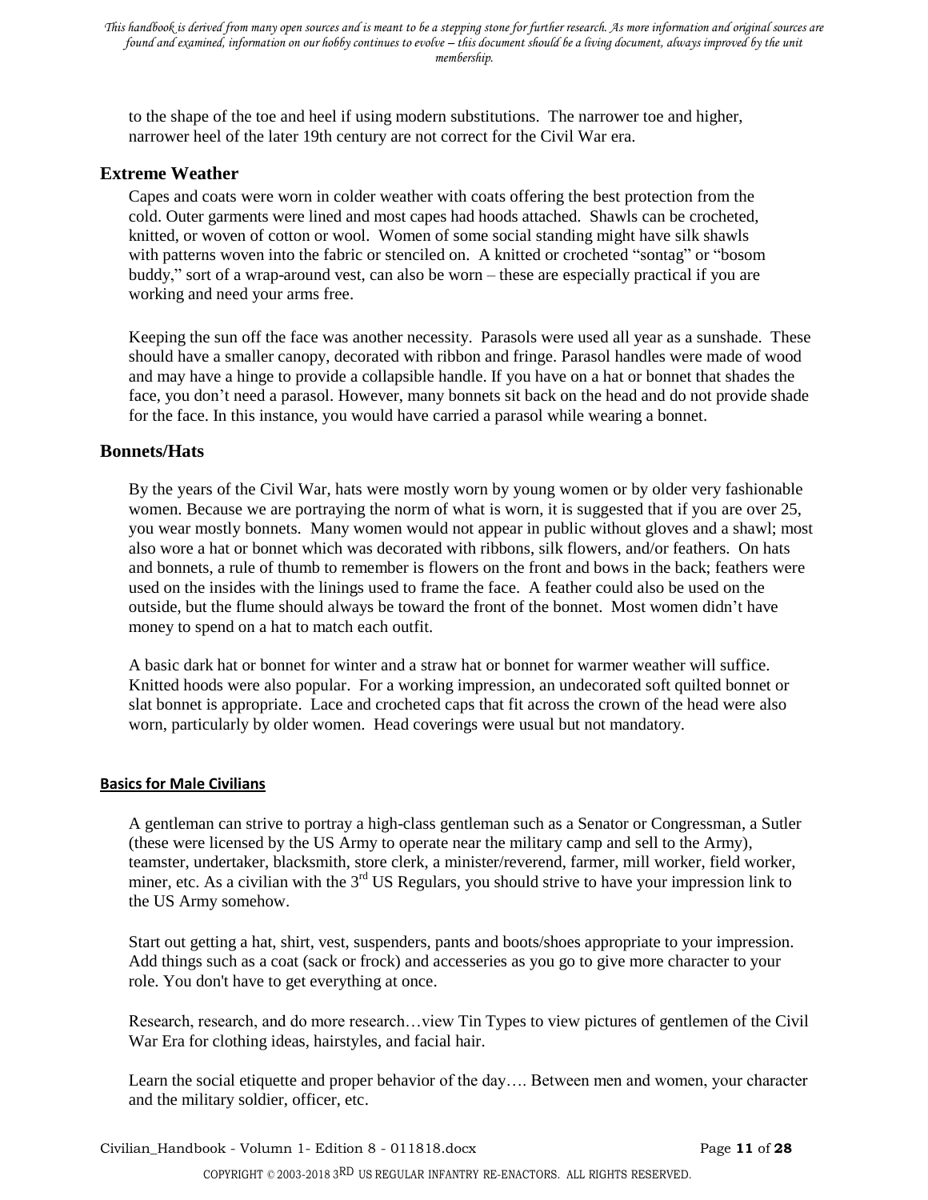to the shape of the toe and heel if using modern substitutions. The narrower toe and higher, narrower heel of the later 19th century are not correct for the Civil War era.

## Extreme Weather

Capes and coats were worn in colder weather with coats offering the best protection from the cold. Outer garments were lined and most capes had hoods attached. Shawls can be crocheted, knitted, or woven of cotton or wool. Women of some social standing might have silk shawls with patterns woven into the fabric or stenciled on. A knitted or crocheted "sontag" or "bosom buddy," sort of a wrap-around vest, can also be worn – these are especially practical if you are working and need your arms free.

Keeping the sun off the face was another necessity. Parasols were used all year as a sunshade. These should have a smaller canopy, decorated with ribbon and fringe. Parasol handles were made of wood and may have a hinge to provide a collapsible handle. If you have on a hat or bonnet that shades the face, you don't need a parasol. However, many bonnets sit back on the head and do not provide shade for the face. In this instance, you would have carried a parasol while wearing a bonnet.

## Bonnets/Hats

By the years of the Civil War, hats were mostly worn by young women or by older very fashionable women. Because we are portraying the norm of what is worn, it is suggested that if you are over 25, you wear mostly bonnets. Many women would not appear in public without gloves and a shawl; most also wore a hat or bonnet which was decorated with ribbons, silk flowers, and/or feathers. On hats and bonnets, a rule of thumb to remember is flowers on the front and bows in the back; feathers were used on the insides with the linings used to frame the face. A feather could also be used on the outside, but the flume should always be toward the front of the bonnet. Most women didn't have money to spend on a hat to match each outfit.

A basic dark hat or bonnet for winter and a straw hat or bonnet for warmer weather will suffice. Knitted hoods were also popular. For a working impression, an undecorated soft quilted bonnet or slat bonnet is appropriate. Lace and crocheted caps that fit across the crown of the head were also worn, particularly by older women. Head coverings were usual but not mandatory.

### Basics for Male Civilians

A gentleman can strive to portray a high-class gentleman such as a Senator or Congressman, a Sutler (these were licensed by the US Army to operate near the military camp and sell to the Army), teamster, undertaker, blacksmith, store clerk, a minister/reverend, farmer, mill worker, field worker, miner, etc. As a civilian with the 3rd US Regulars, you should strive to have your impression link to the US Army somehow.

Start out getting a hat, shirt, vest, suspenders, pants and boots/shoes appropriate to your impression. Add things such as a coat (sack or frock) and accesseries as you go to give more character to your role. You don't have to get everything at once.

Research, research, and do more research…view Tin Types to view pictures of gentlemen of the Civil War Era for clothing ideas, hairstyles, and facial hair.

Learn the social etiquette and proper behavior of the day…. Between men and women, your character and the military soldier, officer, etc.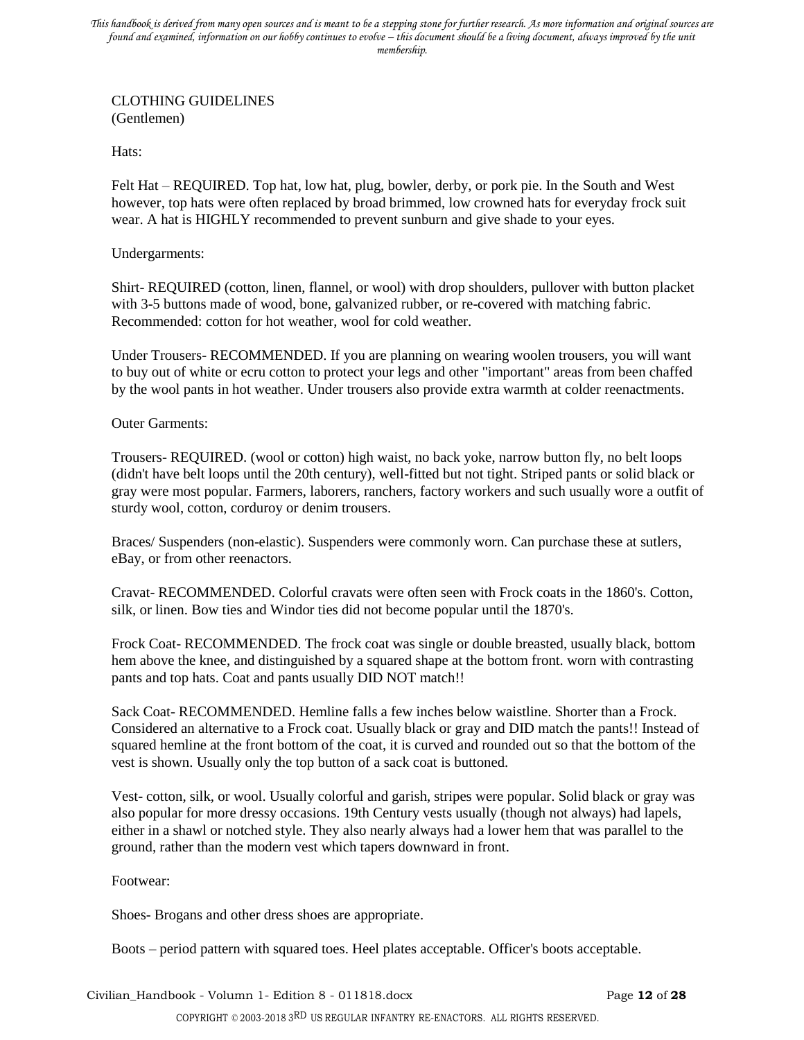CLOTHING GUIDELINES
(Gentlemen)

Hats:

Felt Hat – REQUIRED. Top hat, low hat, plug, bowler, derby, or pork pie. In the South and West however, top hats were often replaced by broad brimmed, low crowned hats for everyday frock suit wear. A hat is HIGHLY recommended to prevent sunburn and give shade to your eyes.

Undergarments:

Shirt- REQUIRED (cotton, linen, flannel, or wool) with drop shoulders, pullover with button placket with 3-5 buttons made of wood, bone, galvanized rubber, or re-covered with matching fabric. Recommended: cotton for hot weather, wool for cold weather.

Under Trousers- RECOMMENDED. If you are planning on wearing woolen trousers, you will want to buy out of white or ecru cotton to protect your legs and other "important" areas from been chaffed by the wool pants in hot weather. Under trousers also provide extra warmth at colder reenactments.

Outer Garments:

Trousers- REQUIRED. (wool or cotton) high waist, no back yoke, narrow button fly, no belt loops (didn't have belt loops until the 20th century), well-fitted but not tight. Striped pants or solid black or gray were most popular. Farmers, laborers, ranchers, factory workers and such usually wore a outfit of sturdy wool, cotton, corduroy or denim trousers.

Braces/ Suspenders (non-elastic). Suspenders were commonly worn. Can purchase these at sutlers, eBay, or from other reenactors.

Cravat- RECOMMENDED. Colorful cravats were often seen with Frock coats in the 1860's. Cotton, silk, or linen. Bow ties and Windor ties did not become popular until the 1870's.

Frock Coat- RECOMMENDED. The frock coat was single or double breasted, usually black, bottom hem above the knee, and distinguished by a squared shape at the bottom front. worn with contrasting pants and top hats. Coat and pants usually DID NOT match!!

Sack Coat- RECOMMENDED. Hemline falls a few inches below waistline. Shorter than a Frock. Considered an alternative to a Frock coat. Usually black or gray and DID match the pants!! Instead of squared hemline at the front bottom of the coat, it is curved and rounded out so that the bottom of the vest is shown. Usually only the top button of a sack coat is buttoned.

Vest- cotton, silk, or wool. Usually colorful and garish, stripes were popular. Solid black or gray was also popular for more dressy occasions. 19th Century vests usually (though not always) had lapels, either in a shawl or notched style. They also nearly always had a lower hem that was parallel to the ground, rather than the modern vest which tapers downward in front.

Footwear:

Shoes- Brogans and other dress shoes are appropriate.

Boots – period pattern with squared toes. Heel plates acceptable. Officer's boots acceptable.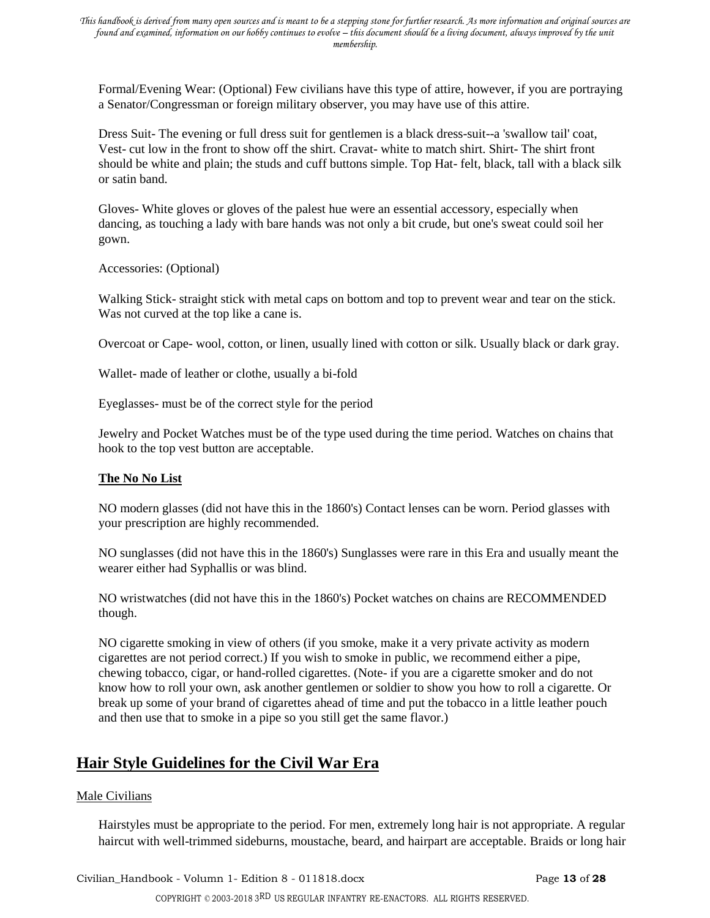Formal/Evening Wear: (Optional) Few civilians have this type of attire, however, if you are portraying a Senator/Congressman or foreign military observer, you may have use of this attire.

Dress Suit- The evening or full dress suit for gentlemen is a black dress-suit--a 'swallow tail' coat, Vest- cut low in the front to show off the shirt. Cravat- white to match shirt. Shirt- The shirt front should be white and plain; the studs and cuff buttons simple. Top Hat- felt, black, tall with a black silk or satin band.

Gloves- White gloves or gloves of the palest hue were an essential accessory, especially when dancing, as touching a lady with bare hands was not only a bit crude, but one's sweat could soil her gown.

Accessories: (Optional)

Walking Stick- straight stick with metal caps on bottom and top to prevent wear and tear on the stick. Was not curved at the top like a cane is.

Overcoat or Cape- wool, cotton, or linen, usually lined with cotton or silk. Usually black or dark gray.

Wallet- made of leather or clothe, usually a bi-fold

Eyeglasses- must be of the correct style for the period

Jewelry and Pocket Watches must be of the type used during the time period. Watches on chains that hook to the top vest button are acceptable.

**The No No List**

NO modern glasses (did not have this in the 1860's) Contact lenses can be worn. Period glasses with your prescription are highly recommended.

NO sunglasses (did not have this in the 1860's) Sunglasses were rare in this Era and usually meant the wearer either had Syphallis or was blind.

NO wristwatches (did not have this in the 1860's) Pocket watches on chains are RECOMMENDED though.

NO cigarette smoking in view of others (if you smoke, make it a very private activity as modern cigarettes are not period correct.) If you wish to smoke in public, we recommend either a pipe, chewing tobacco, cigar, or hand-rolled cigarettes. (Note- if you are a cigarette smoker and do not know how to roll your own, ask another gentlemen or soldier to show you how to roll a cigarette. Or break up some of your brand of cigarettes ahead of time and put the tobacco in a little leather pouch and then use that to smoke in a pipe so you still get the same flavor.)

## Hair Style Guidelines for the Civil War Era

Male Civilians

Hairstyles must be appropriate to the period. For men, extremely long hair is not appropriate. A regular haircut with well-trimmed sideburns, moustache, beard, and hairpart are acceptable. Braids or long hair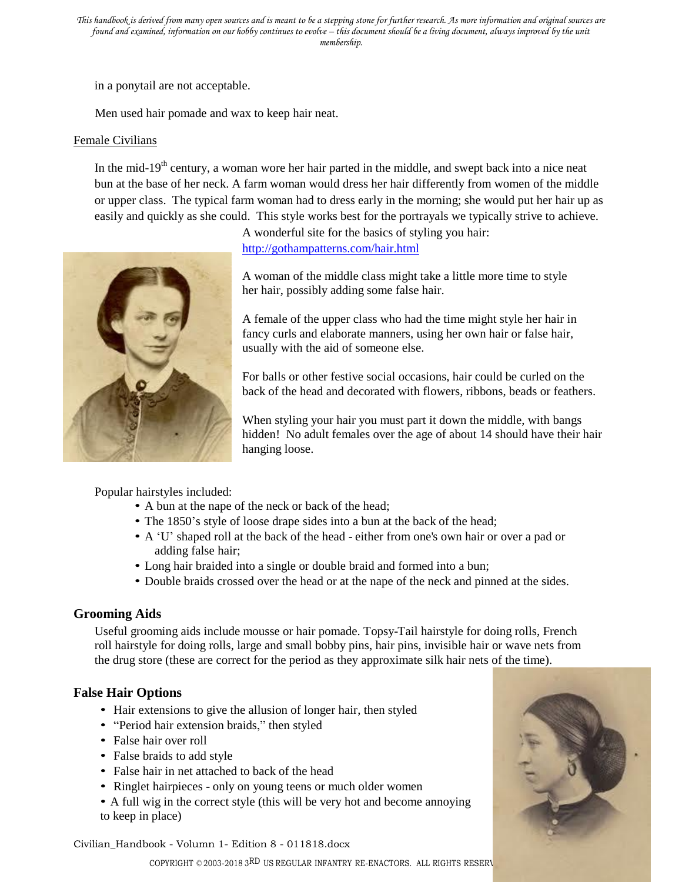in a ponytail are not acceptable.

Men used hair pomade and wax to keep hair neat.

Female Civilians

In the mid-19th century, a woman wore her hair parted in the middle, and swept back into a nice neat bun at the base of her neck. A farm woman would dress her hair differently from women of the middle or upper class. The typical farm woman had to dress early in the morning; she would put her hair up as easily and quickly as she could. This style works best for the portrayals we typically strive to achieve.

A wonderful site for the basics of styling you hair: http://gothampatterns.com/hair.html

A woman of the middle class might take a little more time to style her hair, possibly adding some false hair.

A female of the upper class who had the time might style her hair in fancy curls and elaborate manners, using her own hair or false hair, usually with the aid of someone else.

For balls or other festive social occasions, hair could be curled on the back of the head and decorated with flowers, ribbons, beads or feathers.

When styling your hair you must part it down the middle, with bangs hidden! No adult females over the age of about 14 should have their hair hanging loose.

Popular hairstyles included:

- A bun at the nape of the neck or back of the head;
- The 1850's style of loose drape sides into a bun at the back of the head;
- A 'U' shaped roll at the back of the head - either from one's own hair or over a pad or adding false hair;
- Long hair braided into a single or double braid and formed into a bun;
- Double braids crossed over the head or at the nape of the neck and pinned at the sides.

## Grooming Aids

Useful grooming aids include mousse or hair pomade. Topsy-Tail hairstyle for doing rolls, French roll hairstyle for doing rolls, large and small bobby pins, hair pins, invisible hair or wave nets from the drug store (these are correct for the period as they approximate silk hair nets of the time).

## False Hair Options

- Hair extensions to give the allusion of longer hair, then styled
- "Period hair extension braids," then styled
- False hair over roll
- False braids to add style
- False hair in net attached to back of the head
- Ringlet hairpieces - only on young teens or much older women
- A full wig in the correct style (this will be very hot and become annoying to keep in place)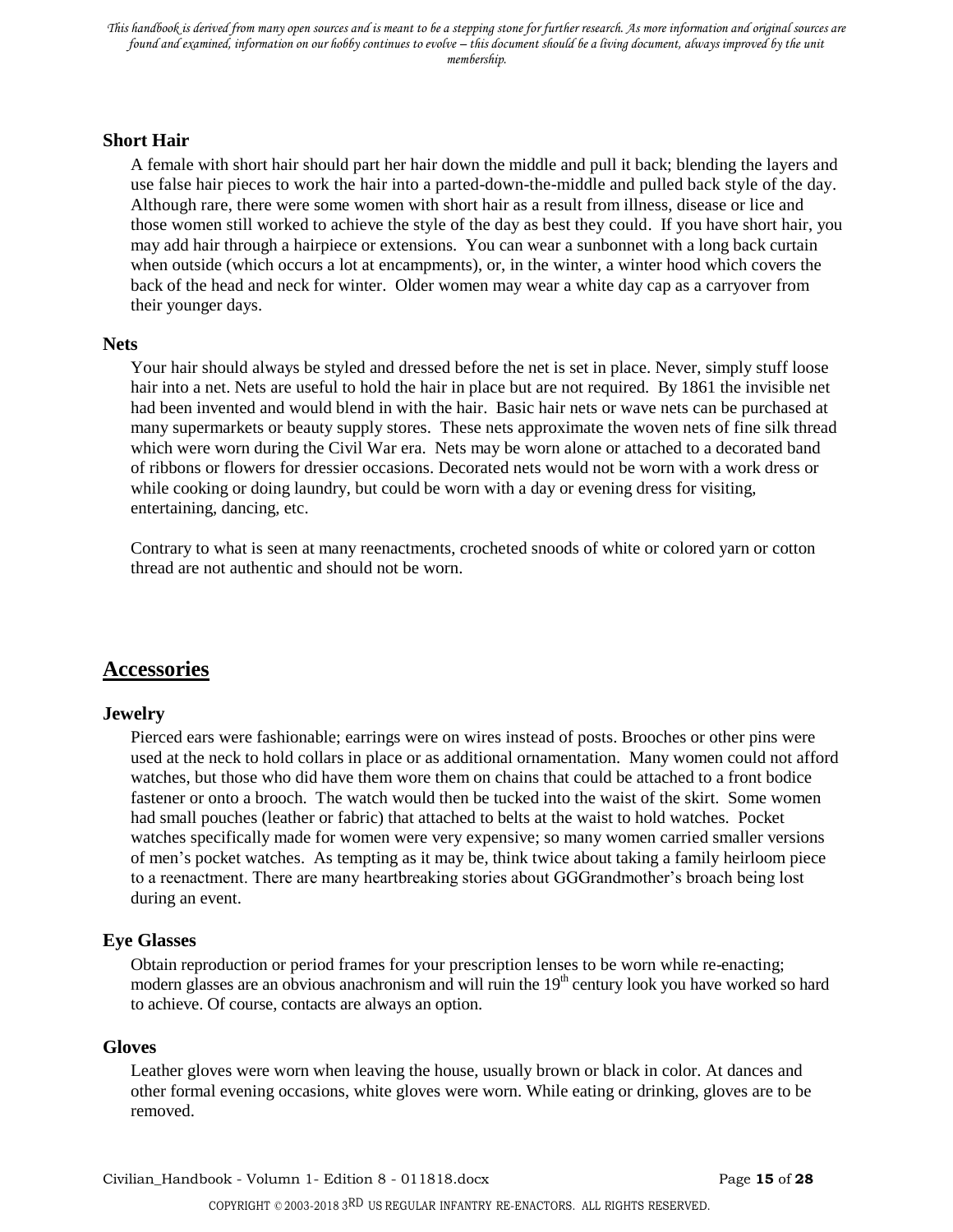### Short Hair

A female with short hair should part her hair down the middle and pull it back; blending the layers and use false hair pieces to work the hair into a parted-down-the-middle and pulled back style of the day. Although rare, there were some women with short hair as a result from illness, disease or lice and those women still worked to achieve the style of the day as best they could. If you have short hair, you may add hair through a hairpiece or extensions. You can wear a sunbonnet with a long back curtain when outside (which occurs a lot at encampments), or, in the winter, a winter hood which covers the back of the head and neck for winter. Older women may wear a white day cap as a carryover from their younger days.

### Nets

Your hair should always be styled and dressed before the net is set in place. Never, simply stuff loose hair into a net. Nets are useful to hold the hair in place but are not required. By 1861 the invisible net had been invented and would blend in with the hair. Basic hair nets or wave nets can be purchased at many supermarkets or beauty supply stores. These nets approximate the woven nets of fine silk thread which were worn during the Civil War era. Nets may be worn alone or attached to a decorated band of ribbons or flowers for dressier occasions. Decorated nets would not be worn with a work dress or while cooking or doing laundry, but could be worn with a day or evening dress for visiting, entertaining, dancing, etc.

Contrary to what is seen at many reenactments, crocheted snoods of white or colored yarn or cotton thread are not authentic and should not be worn.

## Accessories

### Jewelry

Pierced ears were fashionable; earrings were on wires instead of posts. Brooches or other pins were used at the neck to hold collars in place or as additional ornamentation. Many women could not afford watches, but those who did have them wore them on chains that could be attached to a front bodice fastener or onto a brooch. The watch would then be tucked into the waist of the skirt. Some women had small pouches (leather or fabric) that attached to belts at the waist to hold watches. Pocket watches specifically made for women were very expensive; so many women carried smaller versions of men's pocket watches. As tempting as it may be, think twice about taking a family heirloom piece to a reenactment. There are many heartbreaking stories about GGGrandmother's broach being lost during an event.

### Eye Glasses

Obtain reproduction or period frames for your prescription lenses to be worn while re-enacting; modern glasses are an obvious anachronism and will ruin the 19th century look you have worked so hard to achieve. Of course, contacts are always an option.

### Gloves

Leather gloves were worn when leaving the house, usually brown or black in color. At dances and other formal evening occasions, white gloves were worn. While eating or drinking, gloves are to be removed.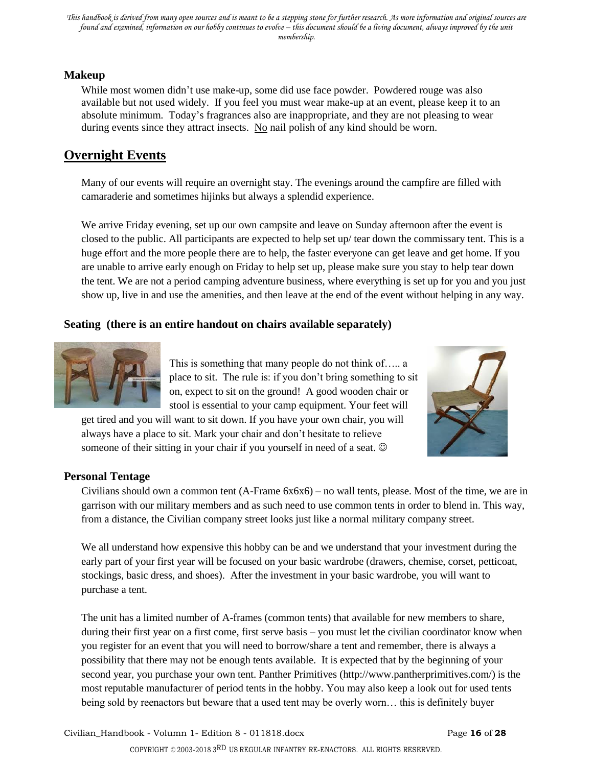### Makeup

While most women didn't use make-up, some did use face powder. Powdered rouge was also available but not used widely. If you feel you must wear make-up at an event, please keep it to an absolute minimum. Today's fragrances also are inappropriate, and they are not pleasing to wear during events since they attract insects. No nail polish of any kind should be worn.

## Overnight Events

Many of our events will require an overnight stay. The evenings around the campfire are filled with camaraderie and sometimes hijinks but always a splendid experience.

We arrive Friday evening, set up our own campsite and leave on Sunday afternoon after the event is closed to the public. All participants are expected to help set up/ tear down the commissary tent. This is a huge effort and the more people there are to help, the faster everyone can get leave and get home. If you are unable to arrive early enough on Friday to help set up, please make sure you stay to help tear down the tent. We are not a period camping adventure business, where everything is set up for you and you just show up, live in and use the amenities, and then leave at the end of the event without helping in any way.

### Seating (there is an entire handout on chairs available separately)

This is something that many people do not think of….. a place to sit. The rule is: if you don't bring something to sit on, expect to sit on the ground! A good wooden chair or stool is essential to your camp equipment. Your feet will get tired and you will want to sit down. If you have your own chair, you will always have a place to sit. Mark your chair and don't hesitate to relieve someone of their sitting in your chair if you yourself in need of a seat. ☺

### Personal Tentage

Civilians should own a common tent (A-Frame 6x6x6) – no wall tents, please. Most of the time, we are in garrison with our military members and as such need to use common tents in order to blend in. This way, from a distance, the Civilian company street looks just like a normal military company street.

We all understand how expensive this hobby can be and we understand that your investment during the early part of your first year will be focused on your basic wardrobe (drawers, chemise, corset, petticoat, stockings, basic dress, and shoes). After the investment in your basic wardrobe, you will want to purchase a tent.

The unit has a limited number of A-frames (common tents) that available for new members to share, during their first year on a first come, first serve basis – you must let the civilian coordinator know when you register for an event that you will need to borrow/share a tent and remember, there is always a possibility that there may not be enough tents available. It is expected that by the beginning of your second year, you purchase your own tent. Panther Primitives (http://www.pantherprimitives.com/) is the most reputable manufacturer of period tents in the hobby. You may also keep a look out for used tents being sold by reenactors but beware that a used tent may be overly worn… this is definitely buyer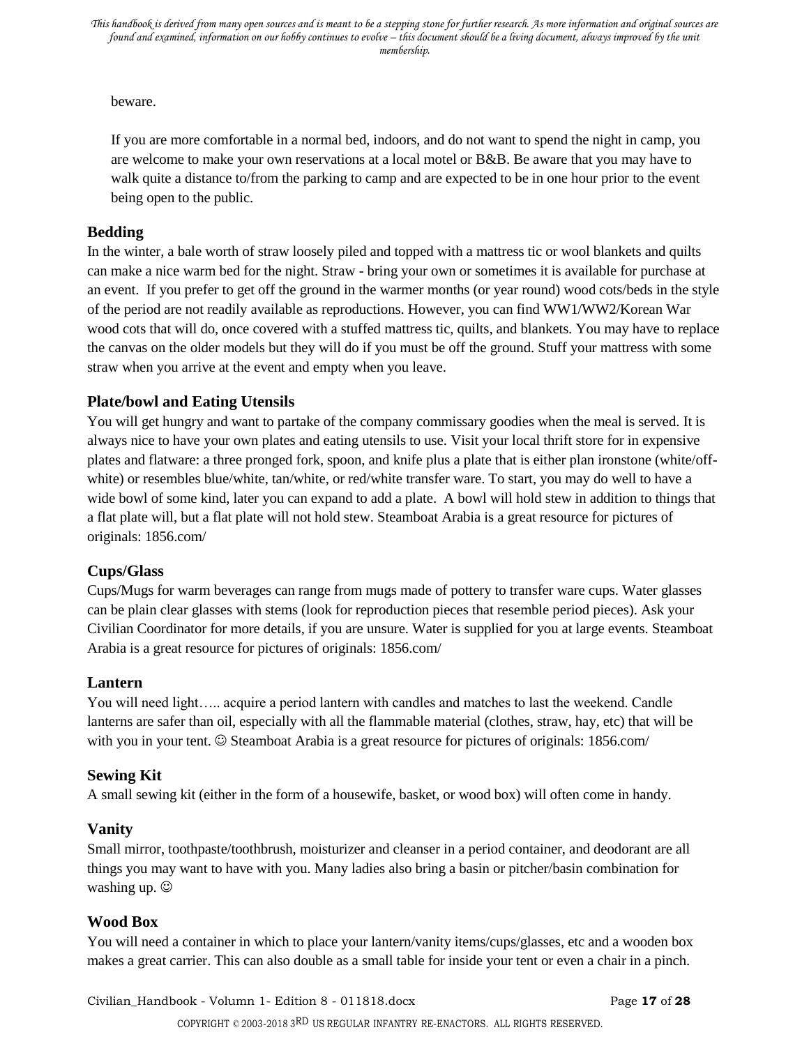beware.

If you are more comfortable in a normal bed, indoors, and do not want to spend the night in camp, you are welcome to make your own reservations at a local motel or B&B. Be aware that you may have to walk quite a distance to/from the parking to camp and are expected to be in one hour prior to the event being open to the public.

### Bedding

In the winter, a bale worth of straw loosely piled and topped with a mattress tic or wool blankets and quilts can make a nice warm bed for the night. Straw - bring your own or sometimes it is available for purchase at an event. If you prefer to get off the ground in the warmer months (or year round) wood cots/beds in the style of the period are not readily available as reproductions. However, you can find WW1/WW2/Korean War wood cots that will do, once covered with a stuffed mattress tic, quilts, and blankets. You may have to replace the canvas on the older models but they will do if you must be off the ground. Stuff your mattress with some straw when you arrive at the event and empty when you leave.

### Plate/bowl and Eating Utensils

You will get hungry and want to partake of the company commissary goodies when the meal is served. It is always nice to have your own plates and eating utensils to use. Visit your local thrift store for in expensive plates and flatware: a three pronged fork, spoon, and knife plus a plate that is either plan ironstone (white/off-white) or resembles blue/white, tan/white, or red/white transfer ware. To start, you may do well to have a wide bowl of some kind, later you can expand to add a plate. A bowl will hold stew in addition to things that a flat plate will, but a flat plate will not hold stew. Steamboat Arabia is a great resource for pictures of originals: 1856.com/

### Cups/Glass

Cups/Mugs for warm beverages can range from mugs made of pottery to transfer ware cups. Water glasses can be plain clear glasses with stems (look for reproduction pieces that resemble period pieces). Ask your Civilian Coordinator for more details, if you are unsure. Water is supplied for you at large events. Steamboat Arabia is a great resource for pictures of originals: 1856.com/

### Lantern

You will need light….. acquire a period lantern with candles and matches to last the weekend. Candle lanterns are safer than oil, especially with all the flammable material (clothes, straw, hay, etc) that will be with you in your tent. ☺ Steamboat Arabia is a great resource for pictures of originals: 1856.com/

### Sewing Kit

A small sewing kit (either in the form of a housewife, basket, or wood box) will often come in handy.

### Vanity

Small mirror, toothpaste/toothbrush, moisturizer and cleanser in a period container, and deodorant are all things you may want to have with you. Many ladies also bring a basin or pitcher/basin combination for washing up. ☺

### Wood Box

You will need a container in which to place your lantern/vanity items/cups/glasses, etc and a wooden box makes a great carrier. This can also double as a small table for inside your tent or even a chair in a pinch.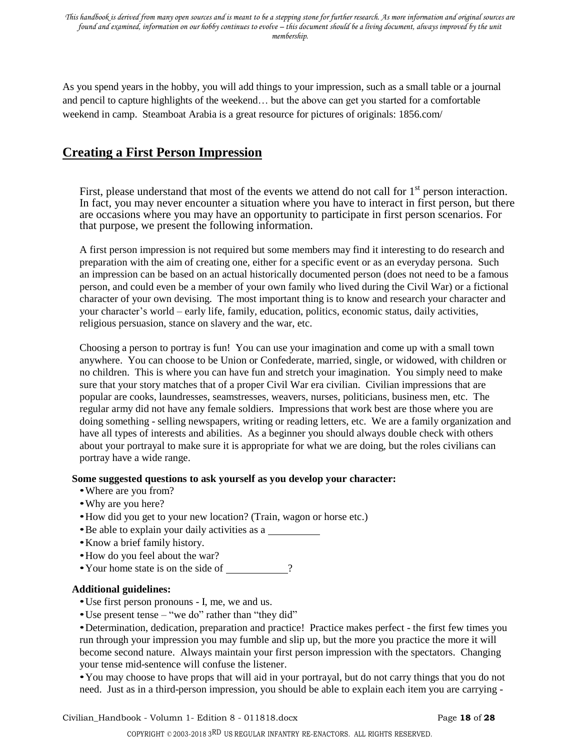As you spend years in the hobby, you will add things to your impression, such as a small table or a journal and pencil to capture highlights of the weekend… but the above can get you started for a comfortable weekend in camp. Steamboat Arabia is a great resource for pictures of originals: 1856.com/

## Creating a First Person Impression

First, please understand that most of the events we attend do not call for 1st person interaction. In fact, you may never encounter a situation where you have to interact in first person, but there are occasions where you may have an opportunity to participate in first person scenarios. For that purpose, we present the following information.

A first person impression is not required but some members may find it interesting to do research and preparation with the aim of creating one, either for a specific event or as an everyday persona. Such an impression can be based on an actual historically documented person (does not need to be a famous person, and could even be a member of your own family who lived during the Civil War) or a fictional character of your own devising. The most important thing is to know and research your character and your character's world – early life, family, education, politics, economic status, daily activities, religious persuasion, stance on slavery and the war, etc.

Choosing a person to portray is fun! You can use your imagination and come up with a small town anywhere. You can choose to be Union or Confederate, married, single, or widowed, with children or no children. This is where you can have fun and stretch your imagination. You simply need to make sure that your story matches that of a proper Civil War era civilian. Civilian impressions that are popular are cooks, laundresses, seamstresses, weavers, nurses, politicians, business men, etc. The regular army did not have any female soldiers. Impressions that work best are those where you are doing something - selling newspapers, writing or reading letters, etc. We are a family organization and have all types of interests and abilities. As a beginner you should always double check with others about your portrayal to make sure it is appropriate for what we are doing, but the roles civilians can portray have a wide range.

**Some suggested questions to ask yourself as you develop your character:**

- Where are you from?
- Why are you here?
- How did you get to your new location? (Train, wagon or horse etc.)
- Be able to explain your daily activities as a __________
- Know a brief family history.
- How do you feel about the war?
- Your home state is on the side of ___________?

**Additional guidelines:**

- Use first person pronouns - I, me, we and us.
- Use present tense – "we do" rather than "they did"
- Determination, dedication, preparation and practice! Practice makes perfect - the first few times you run through your impression you may fumble and slip up, but the more you practice the more it will become second nature. Always maintain your first person impression with the spectators. Changing your tense mid-sentence will confuse the listener.
- You may choose to have props that will aid in your portrayal, but do not carry things that you do not need. Just as in a third-person impression, you should be able to explain each item you are carrying -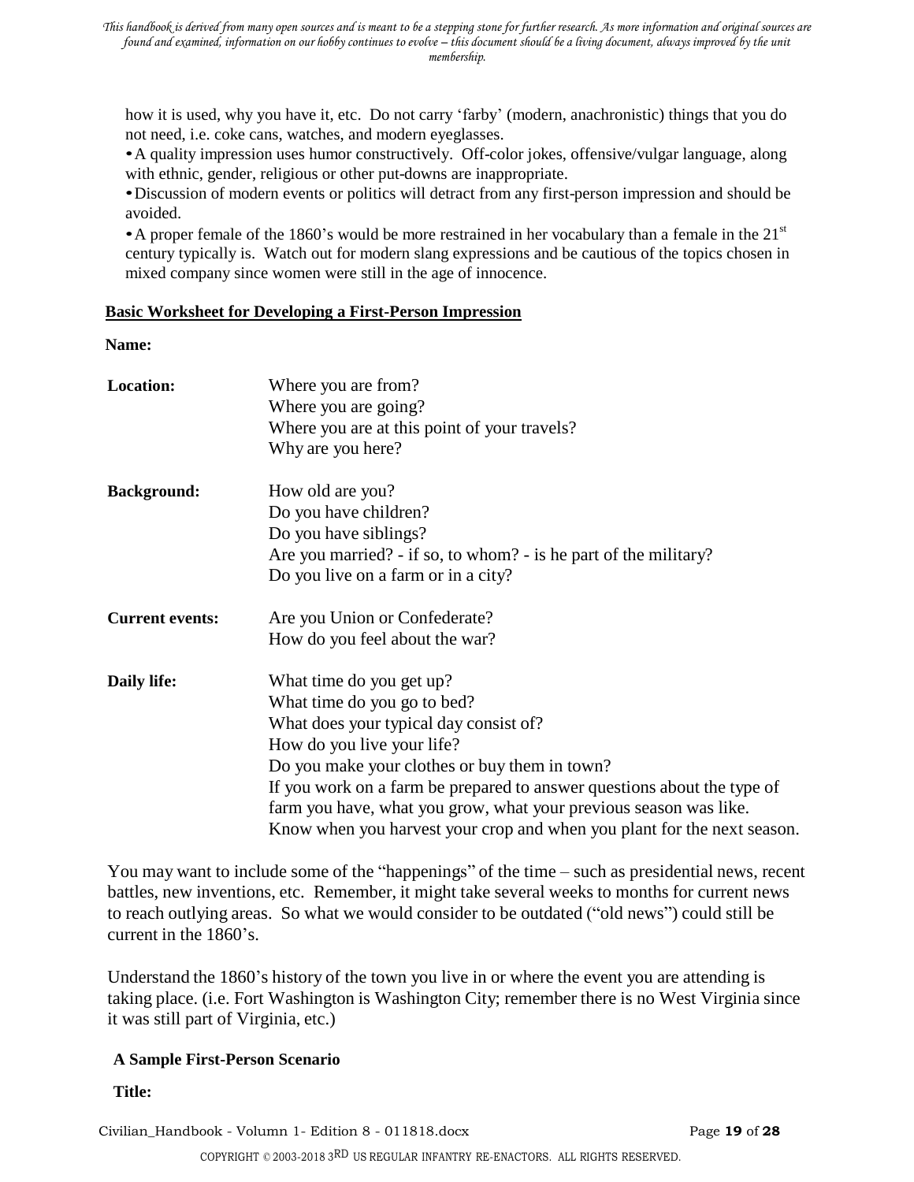how it is used, why you have it, etc. Do not carry 'farby' (modern, anachronistic) things that you do not need, i.e. coke cans, watches, and modern eyeglasses.

- A quality impression uses humor constructively. Off-color jokes, offensive/vulgar language, along with ethnic, gender, religious or other put-downs are inappropriate.
- Discussion of modern events or politics will detract from any first-person impression and should be avoided.
- A proper female of the 1860's would be more restrained in her vocabulary than a female in the 21st century typically is. Watch out for modern slang expressions and be cautious of the topics chosen in mixed company since women were still in the age of innocence.

## Basic Worksheet for Developing a First-Person Impression

**Name:**

| | |
|---|---|
| **Location:** | Where you are from?<br>Where you are going?<br>Where you are at this point of your travels?<br>Why are you here? |
| **Background:** | How old are you?<br>Do you have children?<br>Do you have siblings?<br>Are you married? - if so, to whom? - is he part of the military?<br>Do you live on a farm or in a city? |
| **Current events:** | Are you Union or Confederate?<br>How do you feel about the war? |
| **Daily life:** | What time do you get up?<br>What time do you go to bed?<br>What does your typical day consist of?<br>How do you live your life?<br>Do you make your clothes or buy them in town?<br>If you work on a farm be prepared to answer questions about the type of farm you have, what you grow, what your previous season was like.<br>Know when you harvest your crop and when you plant for the next season. |

You may want to include some of the "happenings" of the time – such as presidential news, recent battles, new inventions, etc. Remember, it might take several weeks to months for current news to reach outlying areas. So what we would consider to be outdated ("old news") could still be current in the 1860's.

Understand the 1860's history of the town you live in or where the event you are attending is taking place. (i.e. Fort Washington is Washington City; remember there is no West Virginia since it was still part of Virginia, etc.)

### A Sample First-Person Scenario

**Title:**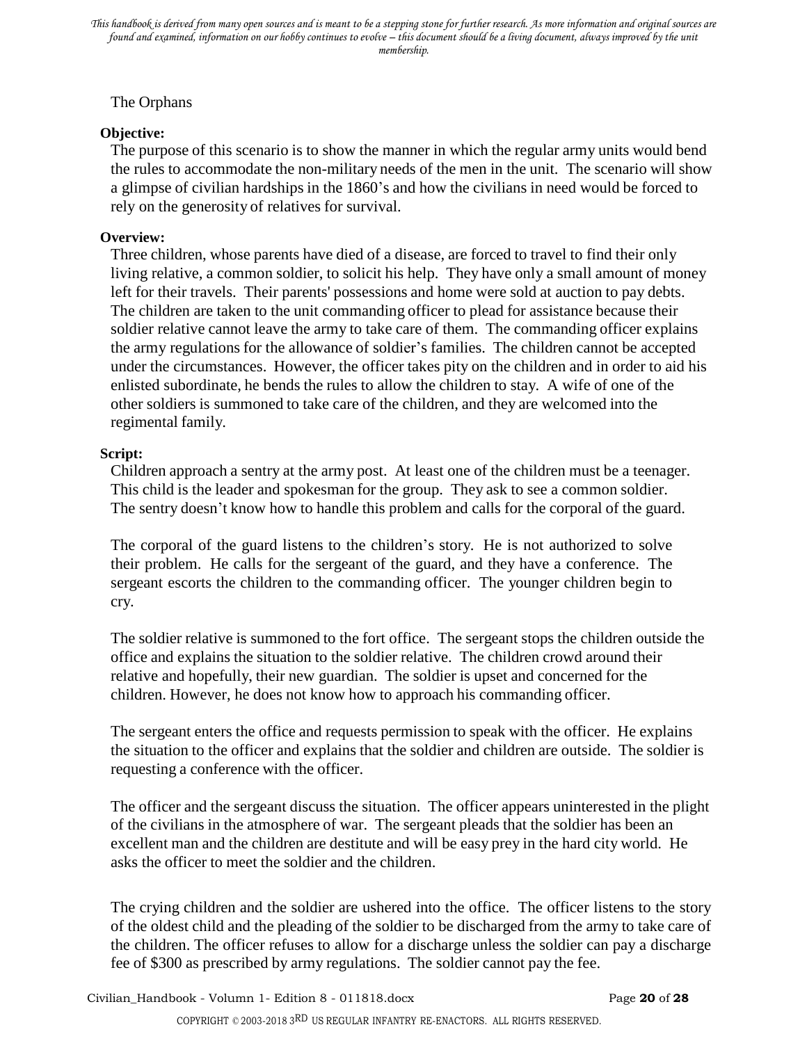The Orphans

**Objective:**

The purpose of this scenario is to show the manner in which the regular army units would bend the rules to accommodate the non-military needs of the men in the unit. The scenario will show a glimpse of civilian hardships in the 1860's and how the civilians in need would be forced to rely on the generosity of relatives for survival.

**Overview:**

Three children, whose parents have died of a disease, are forced to travel to find their only living relative, a common soldier, to solicit his help. They have only a small amount of money left for their travels. Their parents' possessions and home were sold at auction to pay debts. The children are taken to the unit commanding officer to plead for assistance because their soldier relative cannot leave the army to take care of them. The commanding officer explains the army regulations for the allowance of soldier's families. The children cannot be accepted under the circumstances. However, the officer takes pity on the children and in order to aid his enlisted subordinate, he bends the rules to allow the children to stay. A wife of one of the other soldiers is summoned to take care of the children, and they are welcomed into the regimental family.

**Script:**

Children approach a sentry at the army post. At least one of the children must be a teenager. This child is the leader and spokesman for the group. They ask to see a common soldier. The sentry doesn't know how to handle this problem and calls for the corporal of the guard.

The corporal of the guard listens to the children's story. He is not authorized to solve their problem. He calls for the sergeant of the guard, and they have a conference. The sergeant escorts the children to the commanding officer. The younger children begin to cry.

The soldier relative is summoned to the fort office. The sergeant stops the children outside the office and explains the situation to the soldier relative. The children crowd around their relative and hopefully, their new guardian. The soldier is upset and concerned for the children. However, he does not know how to approach his commanding officer.

The sergeant enters the office and requests permission to speak with the officer. He explains the situation to the officer and explains that the soldier and children are outside. The soldier is requesting a conference with the officer.

The officer and the sergeant discuss the situation. The officer appears uninterested in the plight of the civilians in the atmosphere of war. The sergeant pleads that the soldier has been an excellent man and the children are destitute and will be easy prey in the hard city world. He asks the officer to meet the soldier and the children.

The crying children and the soldier are ushered into the office. The officer listens to the story of the oldest child and the pleading of the soldier to be discharged from the army to take care of the children. The officer refuses to allow for a discharge unless the soldier can pay a discharge fee of $300 as prescribed by army regulations. The soldier cannot pay the fee.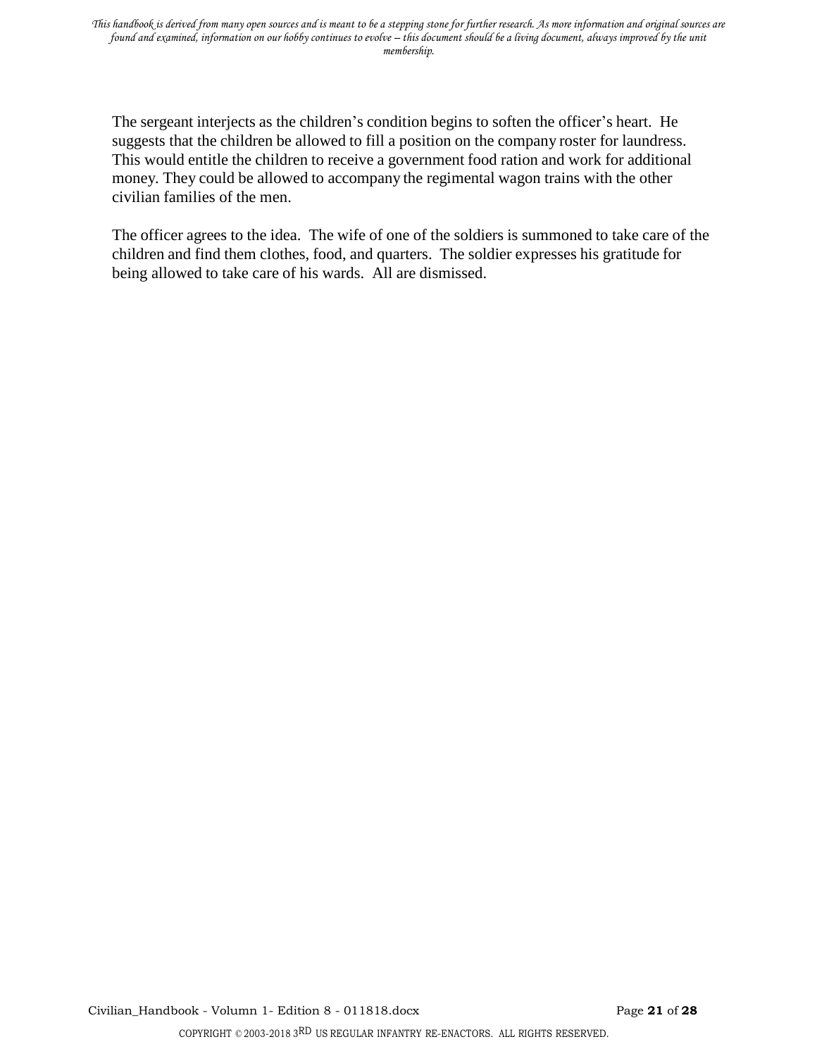The sergeant interjects as the children's condition begins to soften the officer's heart. He suggests that the children be allowed to fill a position on the company roster for laundress. This would entitle the children to receive a government food ration and work for additional money. They could be allowed to accompany the regimental wagon trains with the other civilian families of the men.

The officer agrees to the idea. The wife of one of the soldiers is summoned to take care of the children and find them clothes, food, and quarters. The soldier expresses his gratitude for being allowed to take care of his wards. All are dismissed.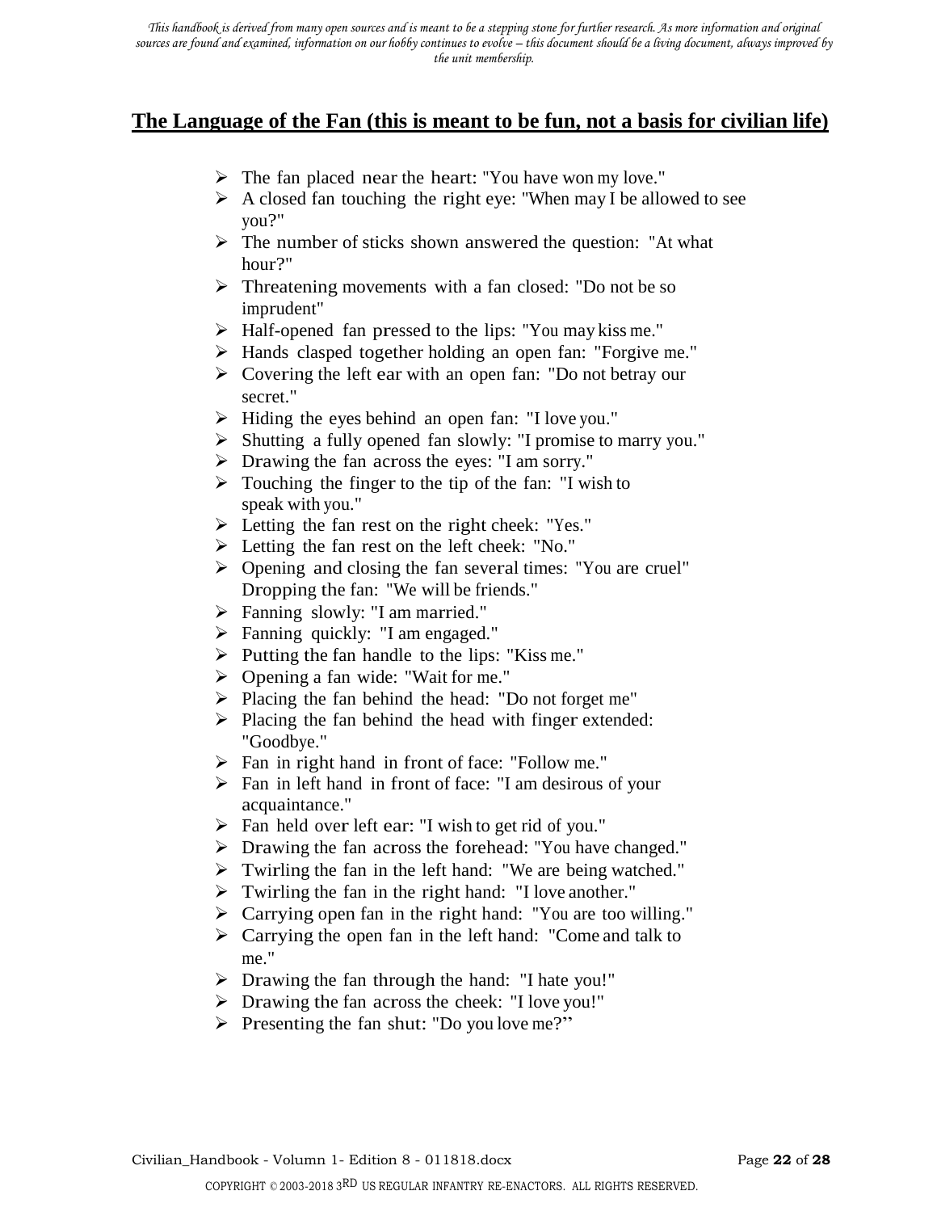## The Language of the Fan (this is meant to be fun, not a basis for civilian life)

- The fan placed near the heart: "You have won my love."
- A closed fan touching the right eye: "When may I be allowed to see you?"
- The number of sticks shown answered the question: "At what hour?"
- Threatening movements with a fan closed: "Do not be so imprudent"
- Half-opened fan pressed to the lips: "You may kiss me."
- Hands clasped together holding an open fan: "Forgive me."
- Covering the left ear with an open fan: "Do not betray our secret."
- Hiding the eyes behind an open fan: "I love you."
- Shutting a fully opened fan slowly: "I promise to marry you."
- Drawing the fan across the eyes: "I am sorry."
- Touching the finger to the tip of the fan: "I wish to speak with you."
- Letting the fan rest on the right cheek: "Yes."
- Letting the fan rest on the left cheek: "No."
- Opening and closing the fan several times: "You are cruel" Dropping the fan: "We will be friends."
- Fanning slowly: "I am married."
- Fanning quickly: "I am engaged."
- Putting the fan handle to the lips: "Kiss me."
- Opening a fan wide: "Wait for me."
- Placing the fan behind the head: "Do not forget me"
- Placing the fan behind the head with finger extended: "Goodbye."
- Fan in right hand in front of face: "Follow me."
- Fan in left hand in front of face: "I am desirous of your acquaintance."
- Fan held over left ear: "I wish to get rid of you."
- Drawing the fan across the forehead: "You have changed."
- Twirling the fan in the left hand: "We are being watched."
- Twirling the fan in the right hand: "I love another."
- Carrying open fan in the right hand: "You are too willing."
- Carrying the open fan in the left hand: "Come and talk to me."
- Drawing the fan through the hand: "I hate you!"
- Drawing the fan across the cheek: "I love you!"
- Presenting the fan shut: "Do you love me?”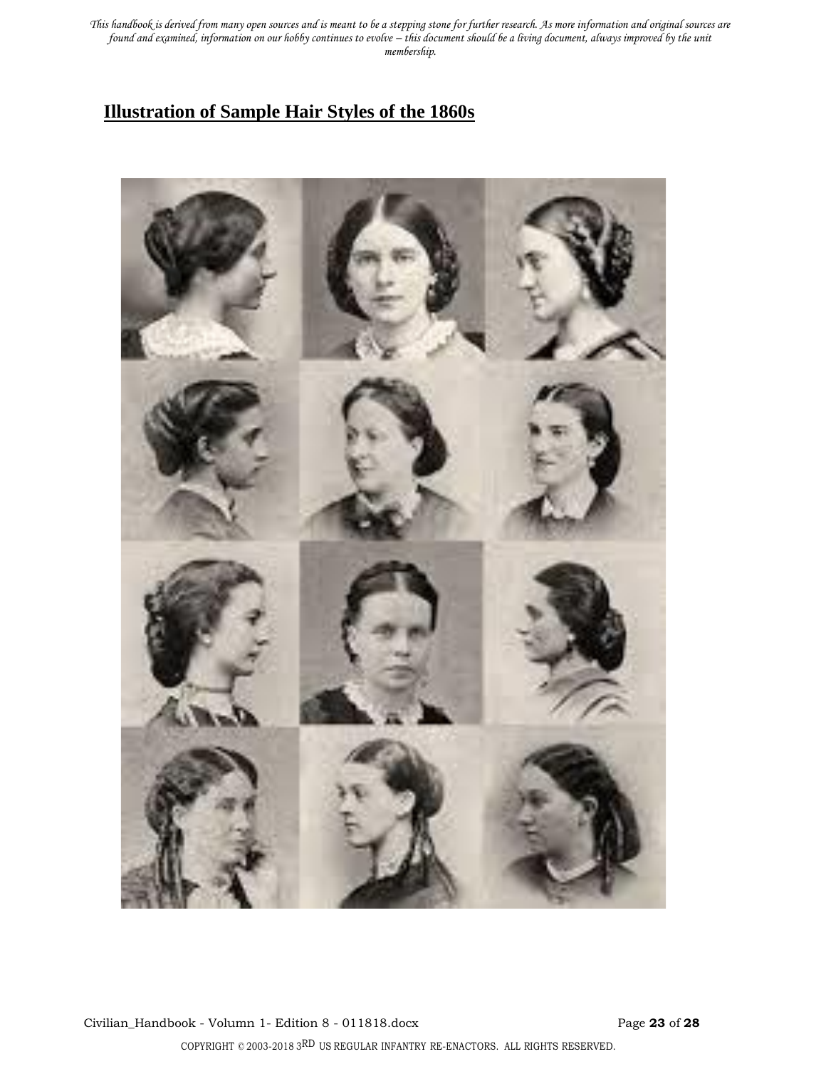## Illustration of Sample Hair Styles of the 1860s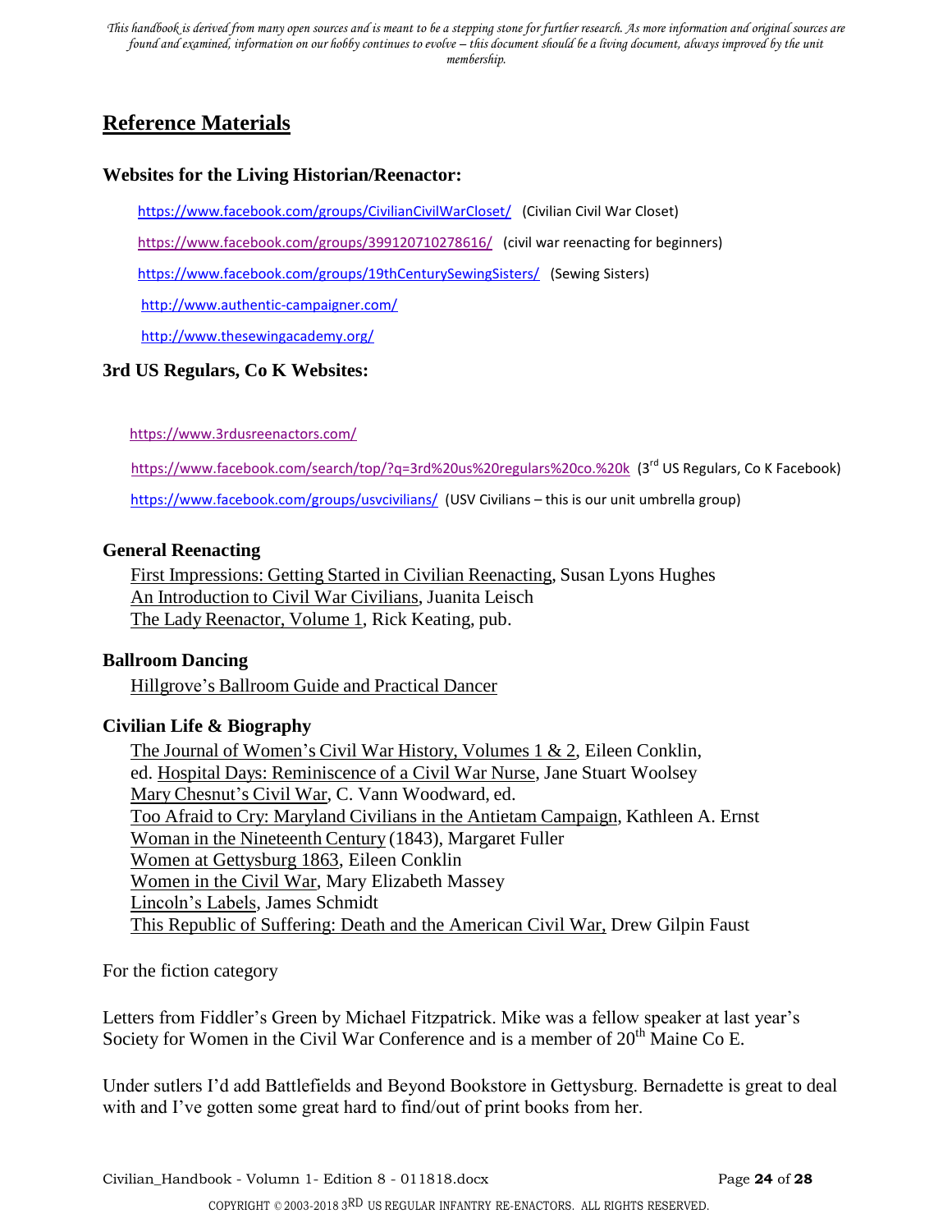## Reference Materials

### Websites for the Living Historian/Reenactor:

https://www.facebook.com/groups/CivilianCivilWarCloset/ (Civilian Civil War Closet)

https://www.facebook.com/groups/399120710278616/ (civil war reenacting for beginners)

https://www.facebook.com/groups/19thCenturySewingSisters/ (Sewing Sisters)

http://www.authentic-campaigner.com/

http://www.thesewingacademy.org/

### 3rd US Regulars, Co K Websites:

https://www.3rdusreenactors.com/

https://www.facebook.com/search/top/?q=3rd%20us%20regulars%20co.%20k (3rd US Regulars, Co K Facebook)

https://www.facebook.com/groups/usvcivilians/ (USV Civilians – this is our unit umbrella group)

### General Reenacting

First Impressions: Getting Started in Civilian Reenacting, Susan Lyons Hughes
An Introduction to Civil War Civilians, Juanita Leisch
The Lady Reenactor, Volume 1, Rick Keating, pub.

### Ballroom Dancing

Hillgrove's Ballroom Guide and Practical Dancer

### Civilian Life & Biography

The Journal of Women's Civil War History, Volumes 1 & 2, Eileen Conklin, ed. Hospital Days: Reminiscence of a Civil War Nurse, Jane Stuart Woolsey
Mary Chesnut's Civil War, C. Vann Woodward, ed.
Too Afraid to Cry: Maryland Civilians in the Antietam Campaign, Kathleen A. Ernst
Woman in the Nineteenth Century (1843), Margaret Fuller
Women at Gettysburg 1863, Eileen Conklin
Women in the Civil War, Mary Elizabeth Massey
Lincoln's Labels, James Schmidt
This Republic of Suffering: Death and the American Civil War, Drew Gilpin Faust

For the fiction category

Letters from Fiddler's Green by Michael Fitzpatrick. Mike was a fellow speaker at last year's Society for Women in the Civil War Conference and is a member of 20th Maine Co E.

Under sutlers I'd add Battlefields and Beyond Bookstore in Gettysburg. Bernadette is great to deal with and I've gotten some great hard to find/out of print books from her.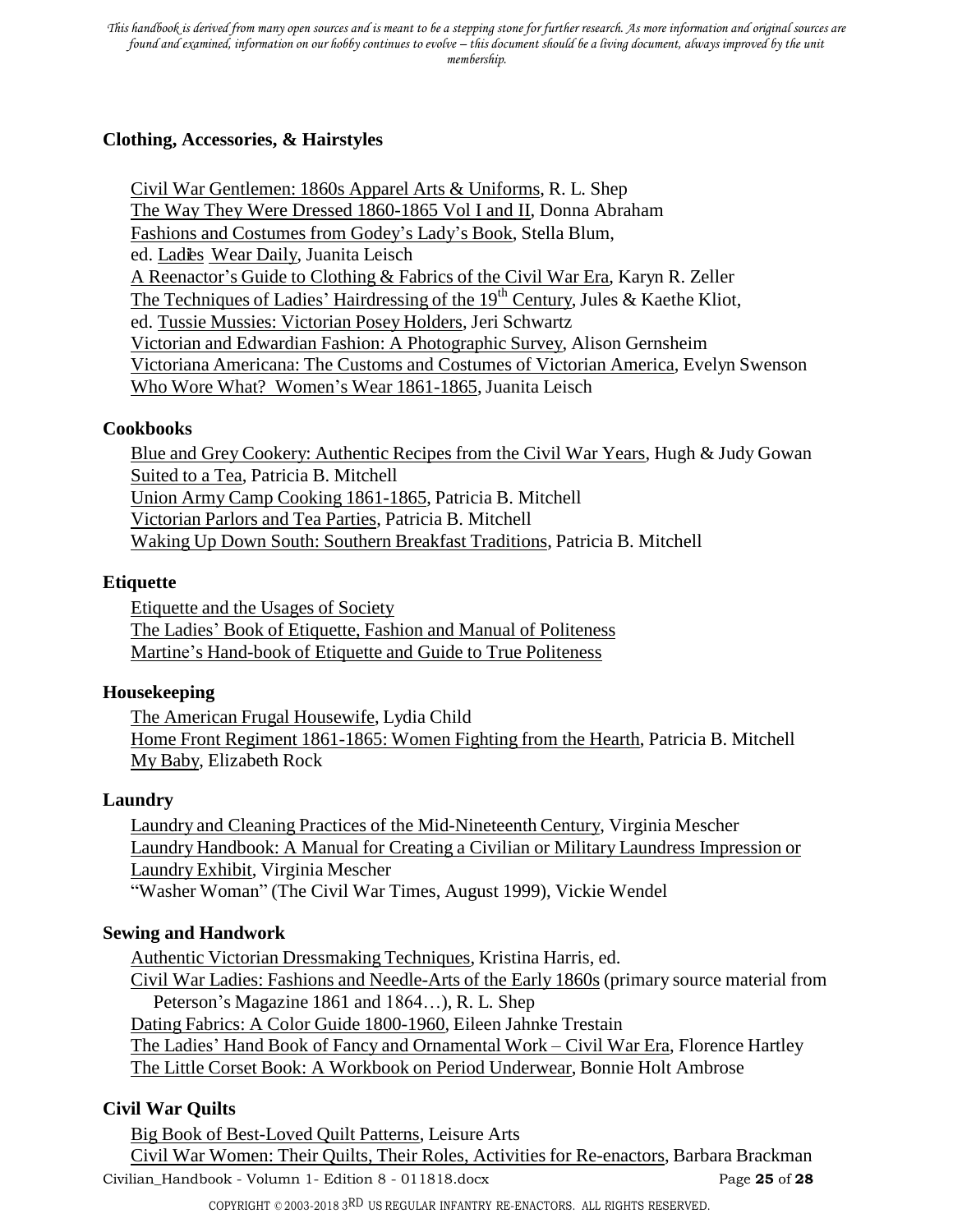### Clothing, Accessories, & Hairstyles

Civil War Gentlemen: 1860s Apparel Arts & Uniforms, R. L. Shep
The Way They Were Dressed 1860-1865 Vol I and II, Donna Abraham
Fashions and Costumes from Godey's Lady's Book, Stella Blum,
ed. Ladies Wear Daily, Juanita Leisch
A Reenactor's Guide to Clothing & Fabrics of the Civil War Era, Karyn R. Zeller
The Techniques of Ladies' Hairdressing of the 19th Century, Jules & Kaethe Kliot,
ed. Tussie Mussies: Victorian Posey Holders, Jeri Schwartz
Victorian and Edwardian Fashion: A Photographic Survey, Alison Gernsheim
Victoriana Americana: The Customs and Costumes of Victorian America, Evelyn Swenson
Who Wore What? Women's Wear 1861-1865, Juanita Leisch

### Cookbooks

Blue and Grey Cookery: Authentic Recipes from the Civil War Years, Hugh & Judy Gowan
Suited to a Tea, Patricia B. Mitchell
Union Army Camp Cooking 1861-1865, Patricia B. Mitchell
Victorian Parlors and Tea Parties, Patricia B. Mitchell
Waking Up Down South: Southern Breakfast Traditions, Patricia B. Mitchell

### Etiquette

Etiquette and the Usages of Society
The Ladies' Book of Etiquette, Fashion and Manual of Politeness
Martine's Hand-book of Etiquette and Guide to True Politeness

### Housekeeping

The American Frugal Housewife, Lydia Child
Home Front Regiment 1861-1865: Women Fighting from the Hearth, Patricia B. Mitchell
My Baby, Elizabeth Rock

### Laundry

Laundry and Cleaning Practices of the Mid-Nineteenth Century, Virginia Mescher
Laundry Handbook: A Manual for Creating a Civilian or Military Laundress Impression or Laundry Exhibit, Virginia Mescher
"Washer Woman" (The Civil War Times, August 1999), Vickie Wendel

### Sewing and Handwork

Authentic Victorian Dressmaking Techniques, Kristina Harris, ed.
Civil War Ladies: Fashions and Needle-Arts of the Early 1860s (primary source material from Peterson's Magazine 1861 and 1864…), R. L. Shep
Dating Fabrics: A Color Guide 1800-1960, Eileen Jahnke Trestain
The Ladies' Hand Book of Fancy and Ornamental Work – Civil War Era, Florence Hartley
The Little Corset Book: A Workbook on Period Underwear, Bonnie Holt Ambrose

### Civil War Quilts

Big Book of Best-Loved Quilt Patterns, Leisure Arts
Civil War Women: Their Quilts, Their Roles, Activities for Re-enactors, Barbara Brackman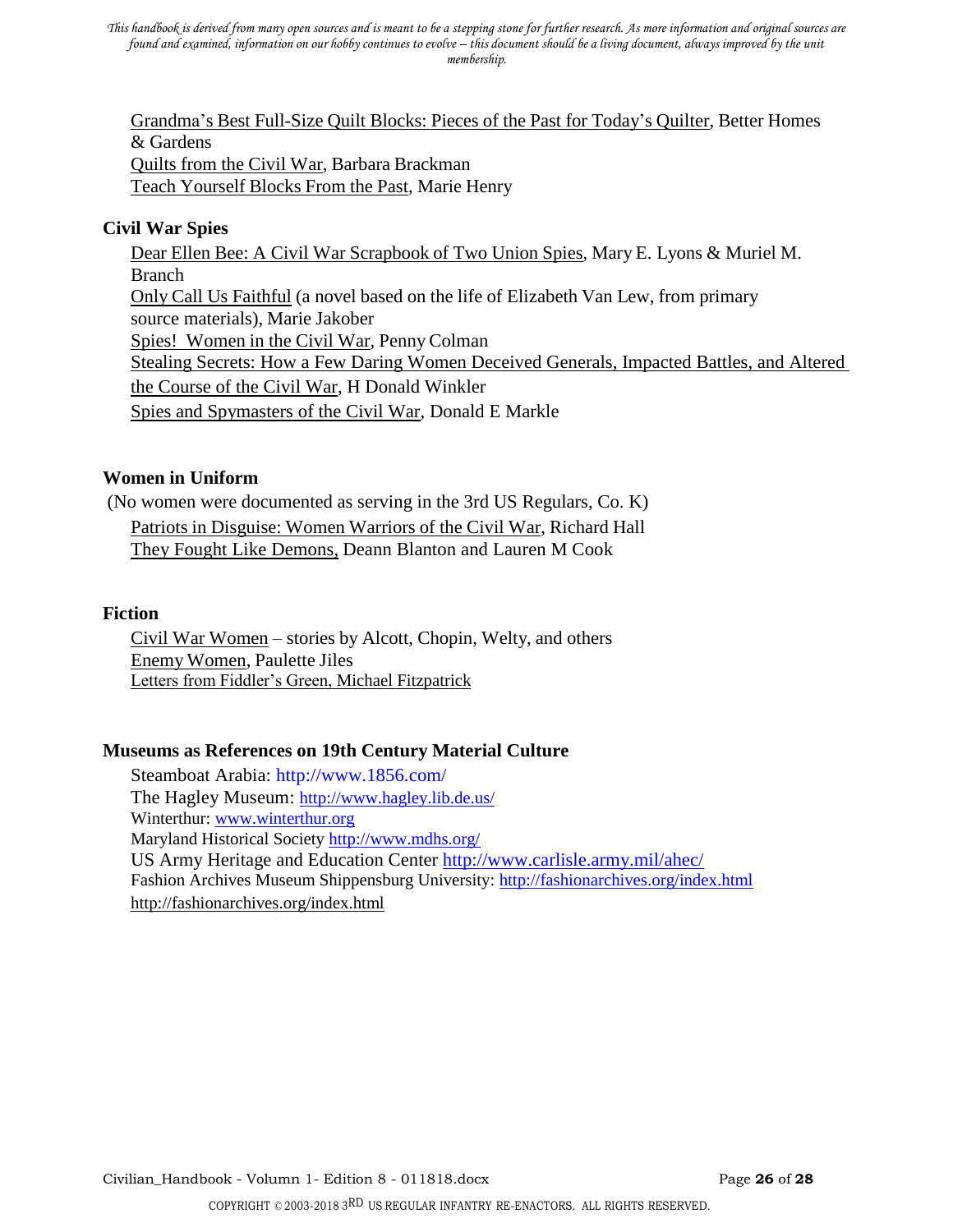Grandma's Best Full-Size Quilt Blocks: Pieces of the Past for Today's Quilter, Better Homes & Gardens
Quilts from the Civil War, Barbara Brackman
Teach Yourself Blocks From the Past, Marie Henry

**Civil War Spies**

Dear Ellen Bee: A Civil War Scrapbook of Two Union Spies, Mary E. Lyons & Muriel M. Branch
Only Call Us Faithful (a novel based on the life of Elizabeth Van Lew, from primary source materials), Marie Jakober
Spies! Women in the Civil War, Penny Colman
Stealing Secrets: How a Few Daring Women Deceived Generals, Impacted Battles, and Altered the Course of the Civil War, H Donald Winkler
Spies and Spymasters of the Civil War, Donald E Markle

**Women in Uniform**

(No women were documented as serving in the 3rd US Regulars, Co. K)

Patriots in Disguise: Women Warriors of the Civil War, Richard Hall
They Fought Like Demons, Deann Blanton and Lauren M Cook

**Fiction**

Civil War Women – stories by Alcott, Chopin, Welty, and others
Enemy Women, Paulette Jiles
Letters from Fiddler's Green, Michael Fitzpatrick

**Museums as References on 19th Century Material Culture**

Steamboat Arabia: http://www.1856.com/
The Hagley Museum: http://www.hagley.lib.de.us/
Winterthur: www.winterthur.org
Maryland Historical Society http://www.mdhs.org/
US Army Heritage and Education Center http://www.carlisle.army.mil/ahec/
Fashion Archives Museum Shippensburg University: http://fashionarchives.org/index.html
http://fashionarchives.org/index.html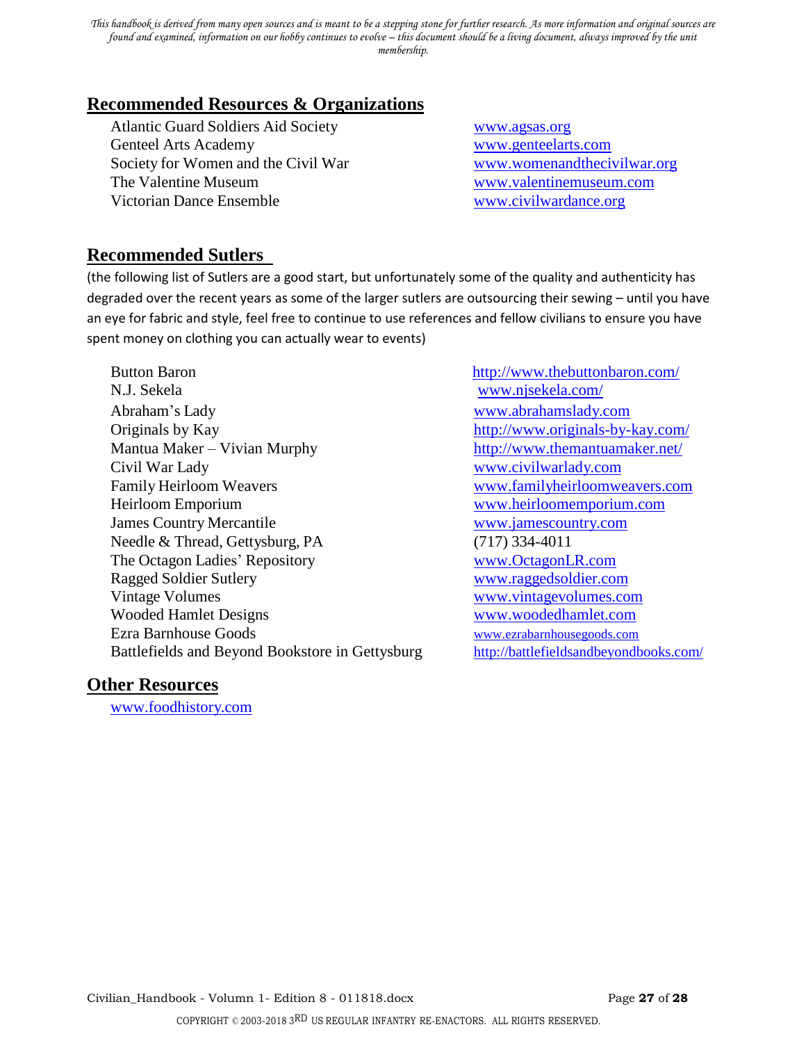## Recommended Resources & Organizations

| | |
|---|---|
| Atlantic Guard Soldiers Aid Society | www.agsas.org |
| Genteel Arts Academy | www.genteelarts.com |
| Society for Women and the Civil War | www.womenandthecivilwar.org |
| The Valentine Museum | www.valentinemuseum.com |
| Victorian Dance Ensemble | www.civilwardance.org |

## Recommended Sutlers

(the following list of Sutlers are a good start, but unfortunately some of the quality and authenticity has degraded over the recent years as some of the larger sutlers are outsourcing their sewing – until you have an eye for fabric and style, feel free to continue to use references and fellow civilians to ensure you have spent money on clothing you can actually wear to events)

| | |
|---|---|
| Button Baron | http://www.thebuttonbaron.com/ |
| N.J. Sekela | www.njsekela.com/ |
| Abraham's Lady | www.abrahamslady.com |
| Originals by Kay | http://www.originals-by-kay.com/ |
| Mantua Maker – Vivian Murphy | http://www.themantuamaker.net/ |
| Civil War Lady | www.civilwarlady.com |
| Family Heirloom Weavers | www.familyheirloomweavers.com |
| Heirloom Emporium | www.heirloomemporium.com |
| James Country Mercantile | www.jamescountry.com |
| Needle & Thread, Gettysburg, PA | (717) 334-4011 |
| The Octagon Ladies' Repository | www.OctagonLR.com |
| Ragged Soldier Sutlery | www.raggedsoldier.com |
| Vintage Volumes | www.vintagevolumes.com |
| Wooded Hamlet Designs | www.woodedhamlet.com |
| Ezra Barnhouse Goods | www.ezrabarnhousegoods.com |
| Battlefields and Beyond Bookstore in Gettysburg | http://battlefieldsandbeyondbooks.com/ |

## Other Resources

www.foodhistory.com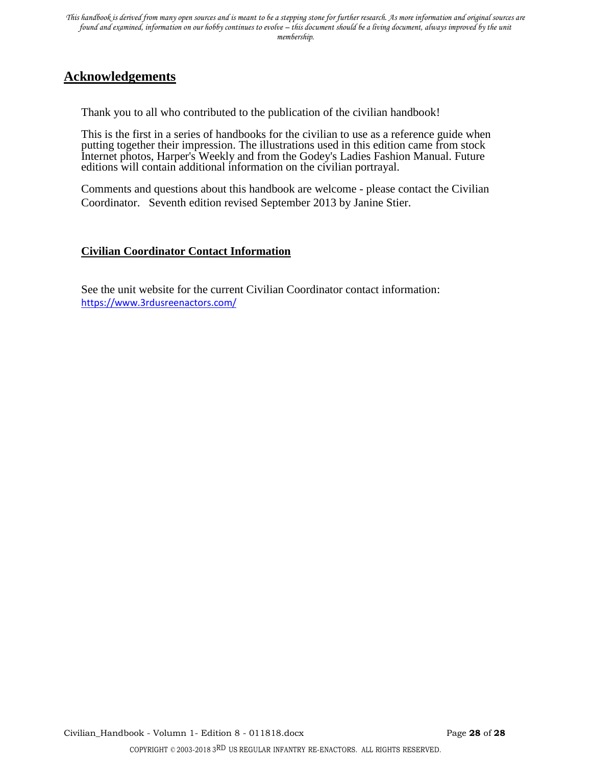## Acknowledgements

Thank you to all who contributed to the publication of the civilian handbook!

This is the first in a series of handbooks for the civilian to use as a reference guide when putting together their impression. The illustrations used in this edition came from stock Internet photos, Harper's Weekly and from the Godey's Ladies Fashion Manual. Future editions will contain additional information on the civilian portrayal.

Comments and questions about this handbook are welcome - please contact the Civilian Coordinator. Seventh edition revised September 2013 by Janine Stier.

### Civilian Coordinator Contact Information

See the unit website for the current Civilian Coordinator contact information: https://www.3rdusreenactors.com/